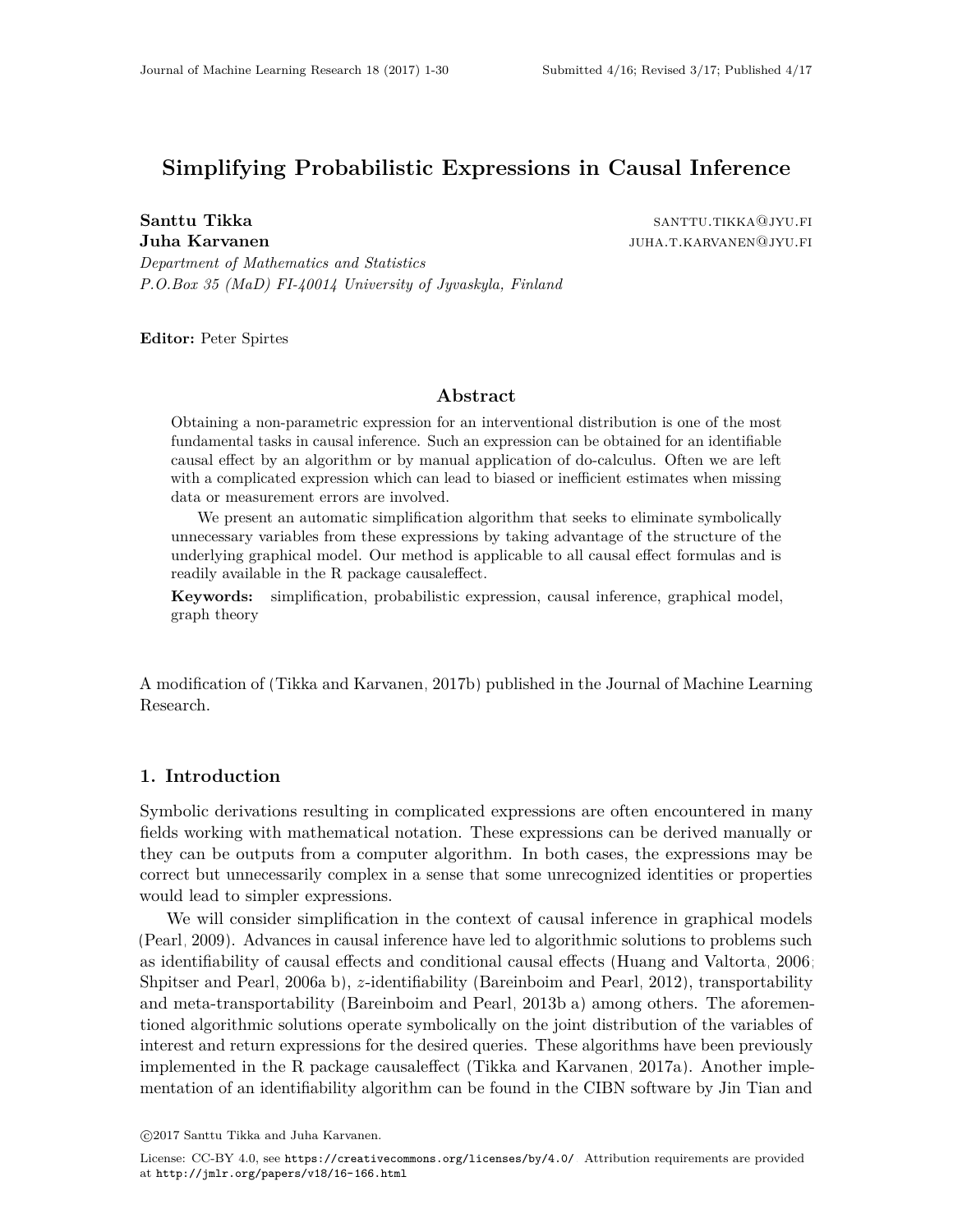# Simplifying Probabilistic Expressions in Causal Inference

**Santtu Tikka** santtu.tikka@jyu.fi
**Juha Karvanen** juha.t.karvanen@jyu.fi

*Department of Mathematics and Statistics*
*P.O.Box 35 (MaD) FI-40014 University of Jyvaskyla, Finland*

**Editor:** Peter Spirtes

## Abstract

Obtaining a non-parametric expression for an interventional distribution is one of the most fundamental tasks in causal inference. Such an expression can be obtained for an identifiable causal effect by an algorithm or by manual application of do-calculus. Often we are left with a complicated expression which can lead to biased or inefficient estimates when missing data or measurement errors are involved.

We present an automatic simplification algorithm that seeks to eliminate symbolically unnecessary variables from these expressions by taking advantage of the structure of the underlying graphical model. Our method is applicable to all causal effect formulas and is readily available in the R package causaleffect.

**Keywords:** simplification, probabilistic expression, causal inference, graphical model, graph theory

A modification of (Tikka and Karvanen, 2017b) published in the Journal of Machine Learning Research.

## 1. Introduction

Symbolic derivations resulting in complicated expressions are often encountered in many fields working with mathematical notation. These expressions can be derived manually or they can be outputs from a computer algorithm. In both cases, the expressions may be correct but unnecessarily complex in a sense that some unrecognized identities or properties would lead to simpler expressions.

We will consider simplification in the context of causal inference in graphical models (Pearl, 2009). Advances in causal inference have led to algorithmic solutions to problems such as identifiability of causal effects and conditional causal effects (Huang and Valtorta, 2006; Shpitser and Pearl, 2006a b), $z$-identifiability (Bareinboim and Pearl, 2012), transportability and meta-transportability (Bareinboim and Pearl, 2013b a) among others. The aforementioned algorithmic solutions operate symbolically on the joint distribution of the variables of interest and return expressions for the desired queries. These algorithms have been previously implemented in the R package causaleffect (Tikka and Karvanen, 2017a). Another implementation of an identifiability algorithm can be found in the CIBN software by Jin Tian and

©2017 Santtu Tikka and Juha Karvanen.

License: CC-BY 4.0, see https://creativecommons.org/licenses/by/4.0/. Attribution requirements are provided at http://jmlr.org/papers/v18/16-166.html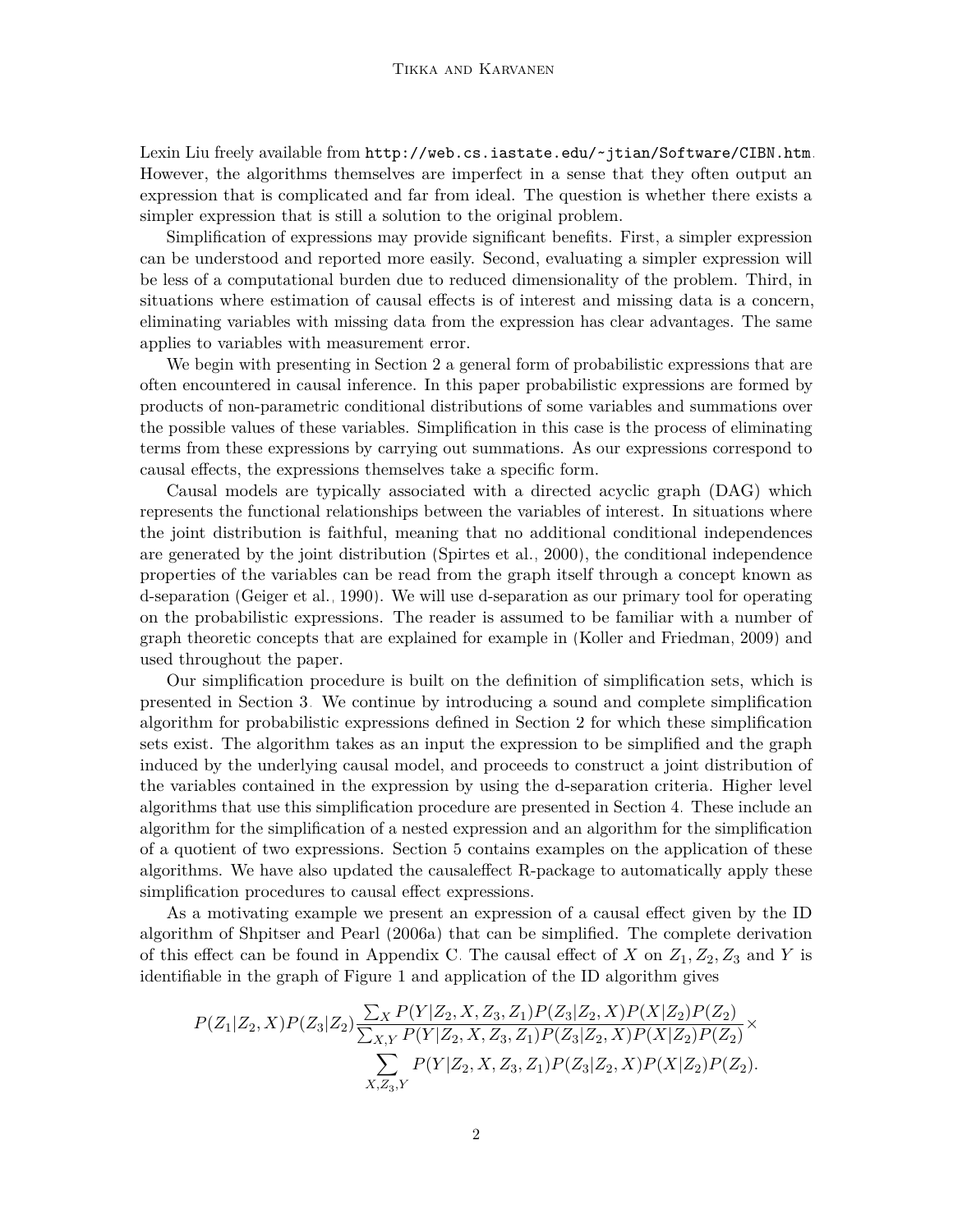Lexin Liu freely available from http://web.cs.iastate.edu/~jtian/Software/CIBN.htm. However, the algorithms themselves are imperfect in a sense that they often output an expression that is complicated and far from ideal. The question is whether there exists a simpler expression that is still a solution to the original problem.

Simplification of expressions may provide significant benefits. First, a simpler expression can be understood and reported more easily. Second, evaluating a simpler expression will be less of a computational burden due to reduced dimensionality of the problem. Third, in situations where estimation of causal effects is of interest and missing data is a concern, eliminating variables with missing data from the expression has clear advantages. The same applies to variables with measurement error.

We begin with presenting in Section 2 a general form of probabilistic expressions that are often encountered in causal inference. In this paper probabilistic expressions are formed by products of non-parametric conditional distributions of some variables and summations over the possible values of these variables. Simplification in this case is the process of eliminating terms from these expressions by carrying out summations. As our expressions correspond to causal effects, the expressions themselves take a specific form.

Causal models are typically associated with a directed acyclic graph (DAG) which represents the functional relationships between the variables of interest. In situations where the joint distribution is faithful, meaning that no additional conditional independences are generated by the joint distribution (Spirtes et al., 2000), the conditional independence properties of the variables can be read from the graph itself through a concept known as d-separation (Geiger et al., 1990). We will use d-separation as our primary tool for operating on the probabilistic expressions. The reader is assumed to be familiar with a number of graph theoretic concepts that are explained for example in (Koller and Friedman, 2009) and used throughout the paper.

Our simplification procedure is built on the definition of simplification sets, which is presented in Section 3. We continue by introducing a sound and complete simplification algorithm for probabilistic expressions defined in Section 2 for which these simplification sets exist. The algorithm takes as an input the expression to be simplified and the graph induced by the underlying causal model, and proceeds to construct a joint distribution of the variables contained in the expression by using the d-separation criteria. Higher level algorithms that use this simplification procedure are presented in Section 4. These include an algorithm for the simplification of a nested expression and an algorithm for the simplification of a quotient of two expressions. Section 5 contains examples on the application of these algorithms. We have also updated the causaleffect R-package to automatically apply these simplification procedures to causal effect expressions.

As a motivating example we present an expression of a causal effect given by the ID algorithm of Shpitser and Pearl (2006a) that can be simplified. The complete derivation of this effect can be found in Appendix C. The causal effect of $X$ on $Z_1, Z_2, Z_3$ and $Y$ is identifiable in the graph of Figure 1 and application of the ID algorithm gives

$$P(Z_1|Z_2,X)P(Z_3|Z_2)\frac{\sum_X P(Y|Z_2,X,Z_3,Z_1)P(Z_3|Z_2,X)P(X|Z_2)P(Z_2)}{\sum_{X,Y} P(Y|Z_2,X,Z_3,Z_1)P(Z_3|Z_2,X)P(X|Z_2)P(Z_2)}\times$$
$$\sum_{X,Z_3,Y} P(Y|Z_2,X,Z_3,Z_1)P(Z_3|Z_2,X)P(X|Z_2)P(Z_2).$$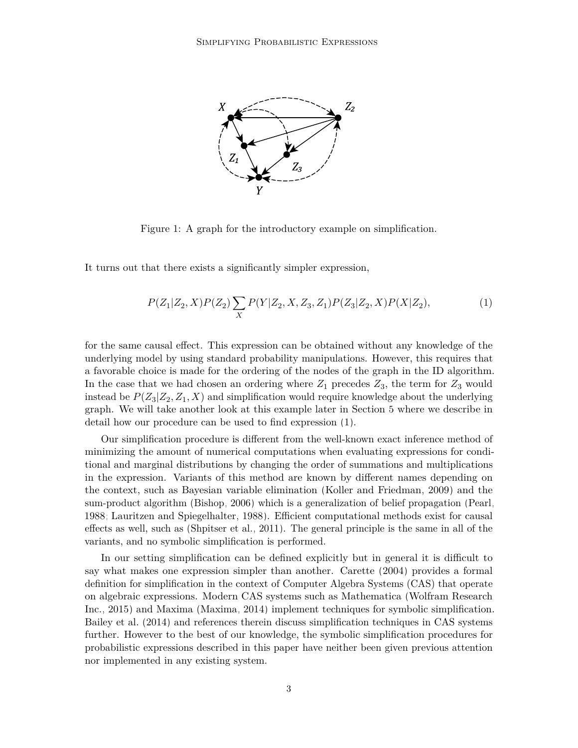Figure 1: A graph for the introductory example on simplification.

It turns out that there exists a significantly simpler expression,

$$P(Z_1|Z_2, X)P(Z_2) \sum_{X} P(Y|Z_2, X, Z_3, Z_1)P(Z_3|Z_2, X)P(X|Z_2), \tag{1}$$

for the same causal effect. This expression can be obtained without any knowledge of the underlying model by using standard probability manipulations. However, this requires that a favorable choice is made for the ordering of the nodes of the graph in the ID algorithm. In the case that we had chosen an ordering where $Z_1$ precedes $Z_3$, the term for $Z_3$ would instead be $P(Z_3|Z_2, Z_1, X)$ and simplification would require knowledge about the underlying graph. We will take another look at this example later in Section 5 where we describe in detail how our procedure can be used to find expression (1).

Our simplification procedure is different from the well-known exact inference method of minimizing the amount of numerical computations when evaluating expressions for conditional and marginal distributions by changing the order of summations and multiplications in the expression. Variants of this method are known by different names depending on the context, such as Bayesian variable elimination (Koller and Friedman, 2009) and the sum-product algorithm (Bishop, 2006) which is a generalization of belief propagation (Pearl, 1988; Lauritzen and Spiegelhalter, 1988). Efficient computational methods exist for causal effects as well, such as (Shpitser et al., 2011). The general principle is the same in all of the variants, and no symbolic simplification is performed.

In our setting simplification can be defined explicitly but in general it is difficult to say what makes one expression simpler than another. Carette (2004) provides a formal definition for simplification in the context of Computer Algebra Systems (CAS) that operate on algebraic expressions. Modern CAS systems such as Mathematica (Wolfram Research Inc., 2015) and Maxima (Maxima, 2014) implement techniques for symbolic simplification. Bailey et al. (2014) and references therein discuss simplification techniques in CAS systems further. However to the best of our knowledge, the symbolic simplification procedures for probabilistic expressions described in this paper have neither been given previous attention nor implemented in any existing system.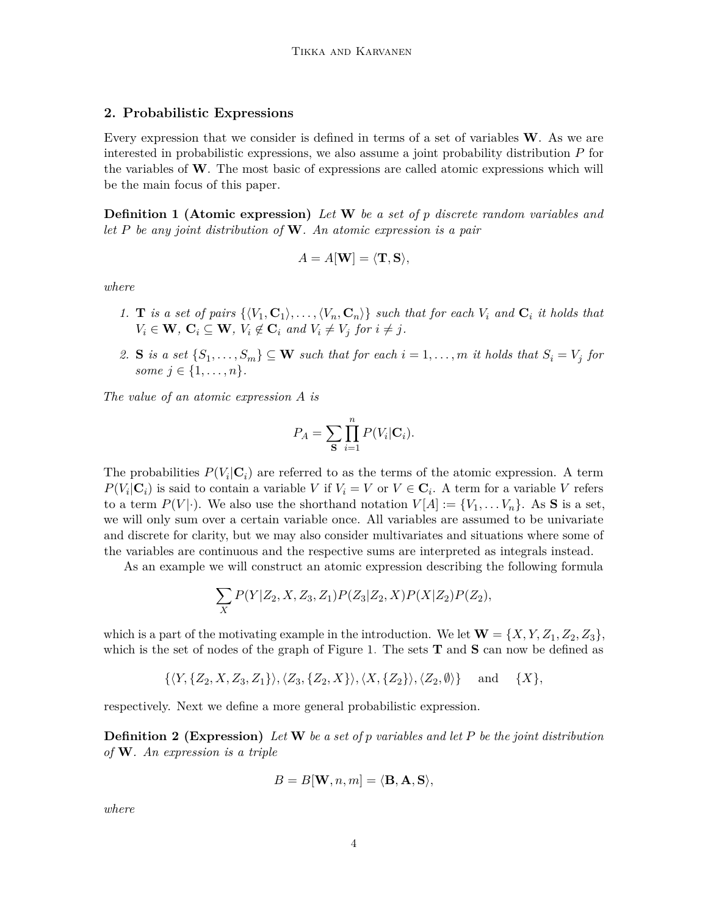## 2. Probabilistic Expressions

Every expression that we consider is defined in terms of a set of variables $\mathbf{W}$. As we are interested in probabilistic expressions, we also assume a joint probability distribution $P$ for the variables of $\mathbf{W}$. The most basic of expressions are called atomic expressions which will be the main focus of this paper.

**Definition 1 (Atomic expression)** *Let $\mathbf{W}$ be a set of $p$ discrete random variables and let $P$ be any joint distribution of $\mathbf{W}$. An atomic expression is a pair*

$$A = A[\mathbf{W}] = \langle \mathbf{T}, \mathbf{S} \rangle,$$

*where*

1. *$\mathbf{T}$ is a set of pairs $\{\langle V_1, \mathbf{C}_1 \rangle, \ldots, \langle V_n, \mathbf{C}_n \rangle\}$ such that for each $V_i$ and $\mathbf{C}_i$ it holds that $V_i \in \mathbf{W}$, $\mathbf{C}_i \subseteq \mathbf{W}$, $V_i \notin \mathbf{C}_i$ and $V_i \neq V_j$ for $i \neq j$.*
2. *$\mathbf{S}$ is a set $\{S_1, \ldots, S_m\} \subseteq \mathbf{W}$ such that for each $i = 1, \ldots, m$ it holds that $S_i = V_j$ for some $j \in \{1, \ldots, n\}$.*

*The value of an atomic expression $A$ is*

$$P_A = \sum_{\mathbf{S}} \prod_{i=1}^{n} P(V_i | \mathbf{C}_i).$$

The probabilities $P(V_i|\mathbf{C}_i)$ are referred to as the terms of the atomic expression. A term $P(V_i|\mathbf{C}_i)$ is said to contain a variable $V$ if $V_i = V$ or $V \in \mathbf{C}_i$. A term for a variable $V$ refers to a term $P(V|\cdot)$. We also use the shorthand notation $V[A] := \{V_1, \ldots V_n\}$. As $\mathbf{S}$ is a set, we will only sum over a certain variable once. All variables are assumed to be univariate and discrete for clarity, but we may also consider multivariates and situations where some of the variables are continuous and the respective sums are interpreted as integrals instead.

As an example we will construct an atomic expression describing the following formula

$$\sum_X P(Y|Z_2, X, Z_3, Z_1) P(Z_3|Z_2, X) P(X|Z_2) P(Z_2),$$

which is a part of the motivating example in the introduction. We let $\mathbf{W} = \{X, Y, Z_1, Z_2, Z_3\}$, which is the set of nodes of the graph of Figure 1. The sets $\mathbf{T}$ and $\mathbf{S}$ can now be defined as

$$\{\langle Y, \{Z_2, X, Z_3, Z_1\}\rangle, \langle Z_3, \{Z_2, X\}\rangle, \langle X, \{Z_2\}\rangle, \langle Z_2, \emptyset \rangle\} \quad \text{and} \quad \{X\},$$

respectively. Next we define a more general probabilistic expression.

**Definition 2 (Expression)** *Let $\mathbf{W}$ be a set of $p$ variables and let $P$ be the joint distribution of $\mathbf{W}$. An expression is a triple*

$$B = B[\mathbf{W}, n, m] = \langle \mathbf{B}, \mathbf{A}, \mathbf{S} \rangle,$$

*where*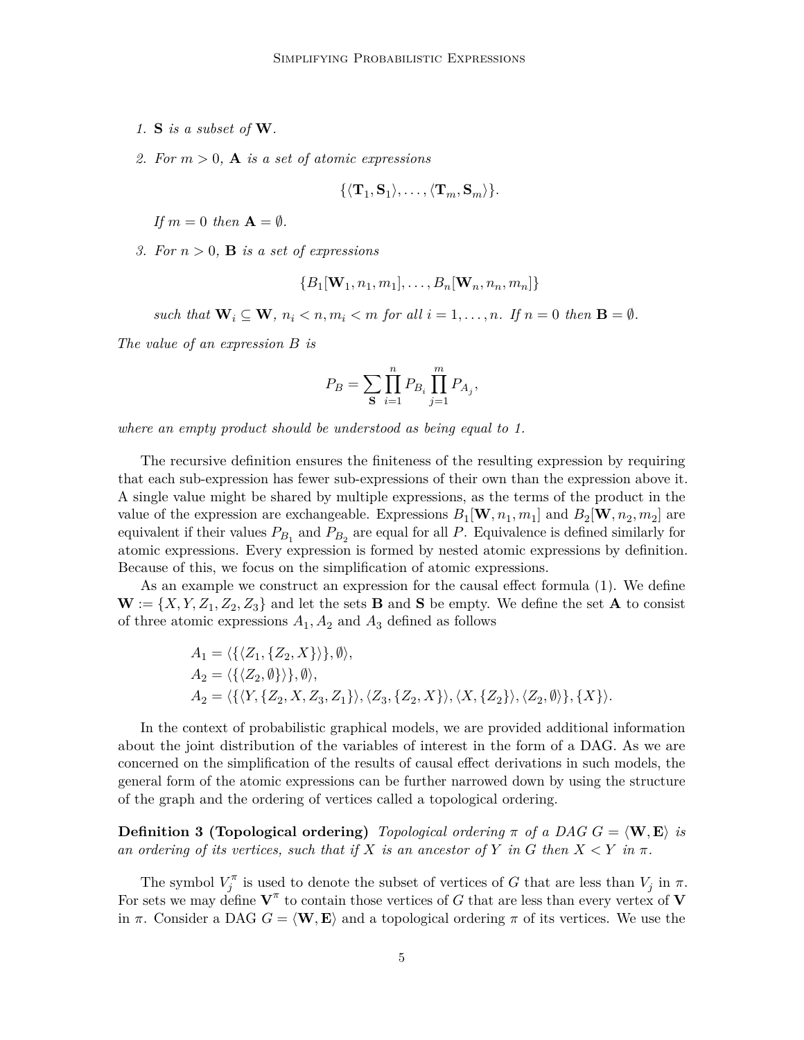1. $\mathbf{S}$ *is a subset of* $\mathbf{W}$.

2. *For* $m > 0$, $\mathbf{A}$ *is a set of atomic expressions*

$$\{\langle \mathbf{T}_1, \mathbf{S}_1 \rangle, \ldots, \langle \mathbf{T}_m, \mathbf{S}_m \rangle\}.$$

   *If* $m = 0$ *then* $\mathbf{A} = \emptyset$.

3. *For* $n > 0$, $\mathbf{B}$ *is a set of expressions*

$$\{B_1[\mathbf{W}_1, n_1, m_1], \ldots, B_n[\mathbf{W}_n, n_n, m_n]\}$$

   *such that* $\mathbf{W}_i \subseteq \mathbf{W}$, $n_i < n, m_i < m$ *for all* $i = 1, \ldots, n$. *If* $n = 0$ *then* $\mathbf{B} = \emptyset$.

*The value of an expression* $B$ *is*

$$P_B = \sum_{\mathbf{S}} \prod_{i=1}^{n} P_{B_i} \prod_{j=1}^{m} P_{A_j},$$

*where an empty product should be understood as being equal to 1.*

The recursive definition ensures the finiteness of the resulting expression by requiring that each sub-expression has fewer sub-expressions of their own than the expression above it. A single value might be shared by multiple expressions, as the terms of the product in the value of the expression are exchangeable. Expressions $B_1[\mathbf{W}, n_1, m_1]$ and $B_2[\mathbf{W}, n_2, m_2]$ are equivalent if their values $P_{B_1}$ and $P_{B_2}$ are equal for all $P$. Equivalence is defined similarly for atomic expressions. Every expression is formed by nested atomic expressions by definition. Because of this, we focus on the simplification of atomic expressions.

As an example we construct an expression for the causal effect formula (1). We define $\mathbf{W} := \{X, Y, Z_1, Z_2, Z_3\}$ and let the sets $\mathbf{B}$ and $\mathbf{S}$ be empty. We define the set $\mathbf{A}$ to consist of three atomic expressions $A_1, A_2$ and $A_3$ defined as follows

$$\begin{aligned}
A_1 &= \langle \{\langle Z_1, \{Z_2, X\} \rangle\}, \emptyset \rangle, \\
A_2 &= \langle \{\langle Z_2, \emptyset \rangle\}, \emptyset \rangle, \\
A_2 &= \langle \{\langle Y, \{Z_2, X, Z_3, Z_1\} \rangle, \langle Z_3, \{Z_2, X\} \rangle, \langle X, \{Z_2\} \rangle, \langle Z_2, \emptyset \rangle\}, \{X\} \rangle.
\end{aligned}$$

In the context of probabilistic graphical models, we are provided additional information about the joint distribution of the variables of interest in the form of a DAG. As we are concerned on the simplification of the results of causal effect derivations in such models, the general form of the atomic expressions can be further narrowed down by using the structure of the graph and the ordering of vertices called a topological ordering.

**Definition 3 (Topological ordering)** *Topological ordering* $\pi$ *of a DAG* $G = \langle \mathbf{W}, \mathbf{E} \rangle$ *is an ordering of its vertices, such that if* $X$ *is an ancestor of* $Y$ *in* $G$ *then* $X < Y$ *in* $\pi$.

The symbol $V_j^\pi$ is used to denote the subset of vertices of $G$ that are less than $V_j$ in $\pi$. For sets we may define $\mathbf{V}^\pi$ to contain those vertices of $G$ that are less than every vertex of $\mathbf{V}$ in $\pi$. Consider a DAG $G = \langle \mathbf{W}, \mathbf{E} \rangle$ and a topological ordering $\pi$ of its vertices. We use the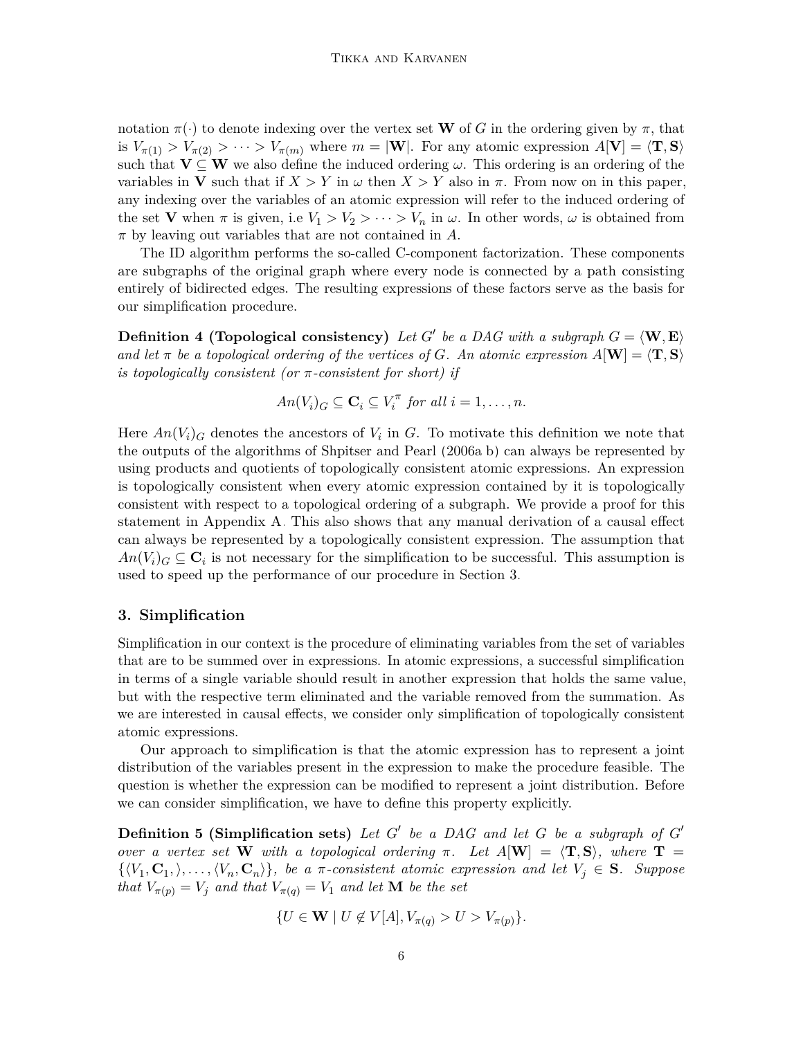notation $\pi(\cdot)$ to denote indexing over the vertex set $\mathbf{W}$ of $G$ in the ordering given by $\pi$, that is $V_{\pi(1)} > V_{\pi(2)} > \cdots > V_{\pi(m)}$ where $m = |\mathbf{W}|$. For any atomic expression $A[\mathbf{V}] = \langle \mathbf{T}, \mathbf{S} \rangle$ such that $\mathbf{V} \subseteq \mathbf{W}$ we also define the induced ordering $\omega$. This ordering is an ordering of the variables in $\mathbf{V}$ such that if $X > Y$ in $\omega$ then $X > Y$ also in $\pi$. From now on in this paper, any indexing over the variables of an atomic expression will refer to the induced ordering of the set $\mathbf{V}$ when $\pi$ is given, i.e $V_1 > V_2 > \cdots > V_n$ in $\omega$. In other words, $\omega$ is obtained from $\pi$ by leaving out variables that are not contained in $A$.

The ID algorithm performs the so-called C-component factorization. These components are subgraphs of the original graph where every node is connected by a path consisting entirely of bidirected edges. The resulting expressions of these factors serve as the basis for our simplification procedure.

**Definition 4 (Topological consistency)** *Let $G'$ be a DAG with a subgraph $G = \langle \mathbf{W}, \mathbf{E} \rangle$ and let $\pi$ be a topological ordering of the vertices of $G$. An atomic expression $A[\mathbf{W}] = \langle \mathbf{T}, \mathbf{S} \rangle$ is topologically consistent (or $\pi$-consistent for short) if*

$$An(V_i)_G \subseteq \mathbf{C}_i \subseteq V_i^{\pi} \text{ for all } i = 1, \ldots, n.$$

Here $An(V_i)_G$ denotes the ancestors of $V_i$ in $G$. To motivate this definition we note that the outputs of the algorithms of Shpitser and Pearl (2006a b) can always be represented by using products and quotients of topologically consistent atomic expressions. An expression is topologically consistent when every atomic expression contained by it is topologically consistent with respect to a topological ordering of a subgraph. We provide a proof for this statement in Appendix A. This also shows that any manual derivation of a causal effect can always be represented by a topologically consistent expression. The assumption that $An(V_i)_G \subseteq \mathbf{C}_i$ is not necessary for the simplification to be successful. This assumption is used to speed up the performance of our procedure in Section 3.

## 3. Simplification

Simplification in our context is the procedure of eliminating variables from the set of variables that are to be summed over in expressions. In atomic expressions, a successful simplification in terms of a single variable should result in another expression that holds the same value, but with the respective term eliminated and the variable removed from the summation. As we are interested in causal effects, we consider only simplification of topologically consistent atomic expressions.

Our approach to simplification is that the atomic expression has to represent a joint distribution of the variables present in the expression to make the procedure feasible. The question is whether the expression can be modified to represent a joint distribution. Before we can consider simplification, we have to define this property explicitly.

**Definition 5 (Simplification sets)** *Let $G'$ be a DAG and let $G$ be a subgraph of $G'$ over a vertex set $\mathbf{W}$ with a topological ordering $\pi$. Let $A[\mathbf{W}] = \langle \mathbf{T}, \mathbf{S} \rangle$, where $\mathbf{T} = \{\langle V_1, \mathbf{C}_1, \rangle, \ldots, \langle V_n, \mathbf{C}_n \rangle\}$, be a $\pi$-consistent atomic expression and let $V_j \in \mathbf{S}$. Suppose that $V_{\pi(p)} = V_j$ and that $V_{\pi(q)} = V_1$ and let $\mathbf{M}$ be the set*

$$\{U \in \mathbf{W} \mid U \notin V[A], V_{\pi(q)} > U > V_{\pi(p)}\}.$$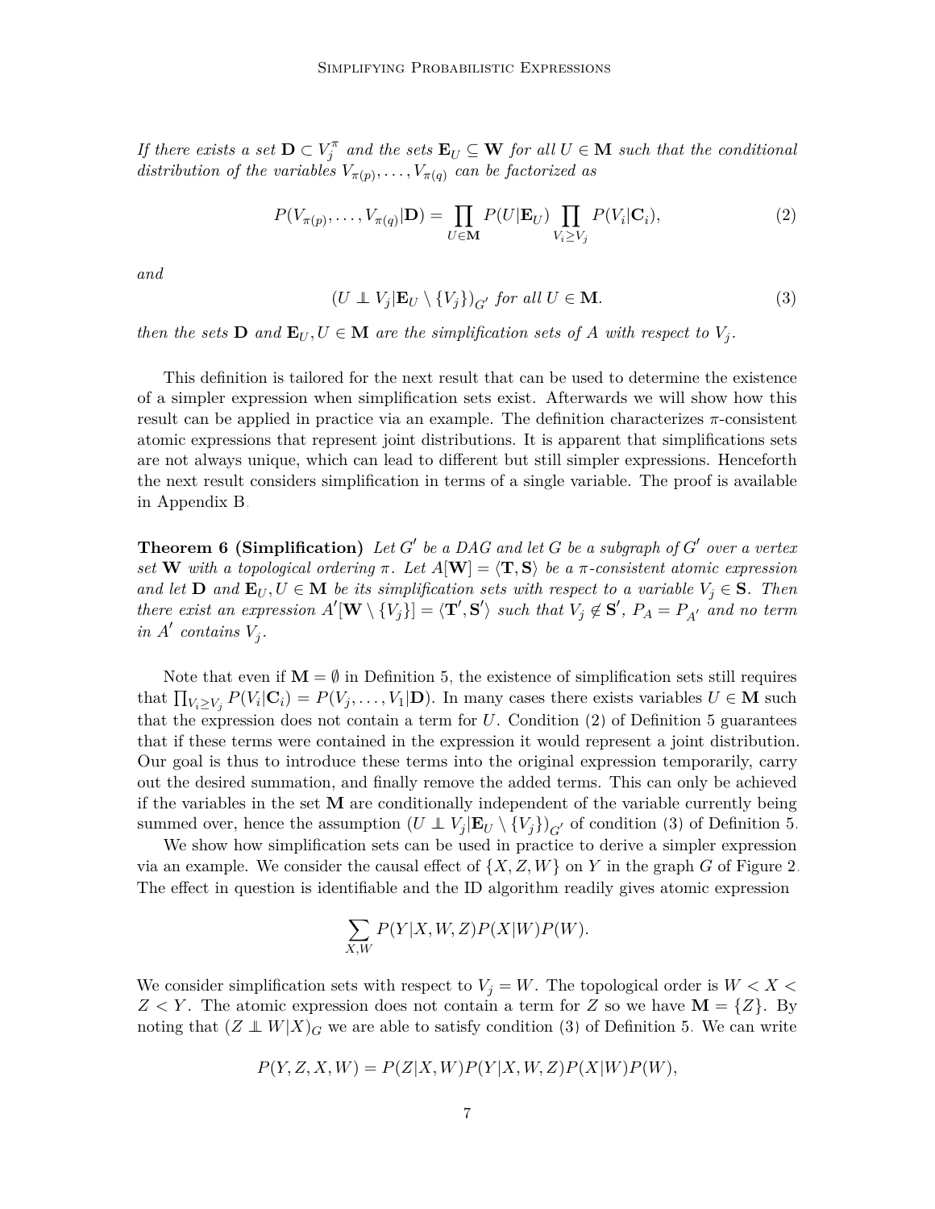*If there exists a set $\mathbf{D} \subset V_j^{\pi}$ and the sets $\mathbf{E}_U \subseteq \mathbf{W}$ for all $U \in \mathbf{M}$ such that the conditional distribution of the variables $V_{\pi(p)}, \ldots, V_{\pi(q)}$ can be factorized as*

$$P(V_{\pi(p)}, \ldots, V_{\pi(q)} | \mathbf{D}) = \prod_{U \in \mathbf{M}} P(U|\mathbf{E}_U) \prod_{V_i \geq V_j} P(V_i|\mathbf{C}_i), \tag{2}$$

*and*

$$(U \perp\!\!\!\perp V_j | \mathbf{E}_U \setminus \{V_j\})_{G'} \text{ for all } U \in \mathbf{M}. \tag{3}$$

*then the sets $\mathbf{D}$ and $\mathbf{E}_U, U \in \mathbf{M}$ are the simplification sets of $A$ with respect to $V_j$.*

This definition is tailored for the next result that can be used to determine the existence of a simpler expression when simplification sets exist. Afterwards we will show how this result can be applied in practice via an example. The definition characterizes $\pi$-consistent atomic expressions that represent joint distributions. It is apparent that simplifications sets are not always unique, which can lead to different but still simpler expressions. Henceforth the next result considers simplification in terms of a single variable. The proof is available in Appendix B.

**Theorem 6 (Simplification)** *Let $G'$ be a DAG and let $G$ be a subgraph of $G'$ over a vertex set $\mathbf{W}$ with a topological ordering $\pi$. Let $A[\mathbf{W}] = \langle \mathbf{T}, \mathbf{S} \rangle$ be a $\pi$-consistent atomic expression and let $\mathbf{D}$ and $\mathbf{E}_U, U \in \mathbf{M}$ be its simplification sets with respect to a variable $V_j \in \mathbf{S}$. Then there exist an expression $A'[\mathbf{W} \setminus \{V_j\}] = \langle \mathbf{T}', \mathbf{S}' \rangle$ such that $V_j \notin \mathbf{S}'$, $P_A = P_{A'}$ and no term in $A'$ contains $V_j$.*

Note that even if $\mathbf{M} = \emptyset$ in Definition 5, the existence of simplification sets still requires that $\prod_{V_i \geq V_j} P(V_i|\mathbf{C}_i) = P(V_j, \ldots, V_1|\mathbf{D})$. In many cases there exists variables $U \in \mathbf{M}$ such that the expression does not contain a term for $U$. Condition (2) of Definition 5 guarantees that if these terms were contained in the expression it would represent a joint distribution. Our goal is thus to introduce these terms into the original expression temporarily, carry out the desired summation, and finally remove the added terms. This can only be achieved if the variables in the set $\mathbf{M}$ are conditionally independent of the variable currently being summed over, hence the assumption $(U \perp\!\!\!\perp V_j | \mathbf{E}_U \setminus \{V_j\})_{G'}$ of condition (3) of Definition 5.

We show how simplification sets can be used in practice to derive a simpler expression via an example. We consider the causal effect of $\{X, Z, W\}$ on $Y$ in the graph $G$ of Figure 2. The effect in question is identifiable and the ID algorithm readily gives atomic expression

$$\sum_{X,W} P(Y|X, W, Z)P(X|W)P(W).$$

We consider simplification sets with respect to $V_j = W$. The topological order is $W < X < Z < Y$. The atomic expression does not contain a term for $Z$ so we have $\mathbf{M} = \{Z\}$. By noting that $(Z \perp\!\!\!\perp W|X)_G$ we are able to satisfy condition (3) of Definition 5. We can write

$$P(Y, Z, X, W) = P(Z|X, W)P(Y|X, W, Z)P(X|W)P(W),$$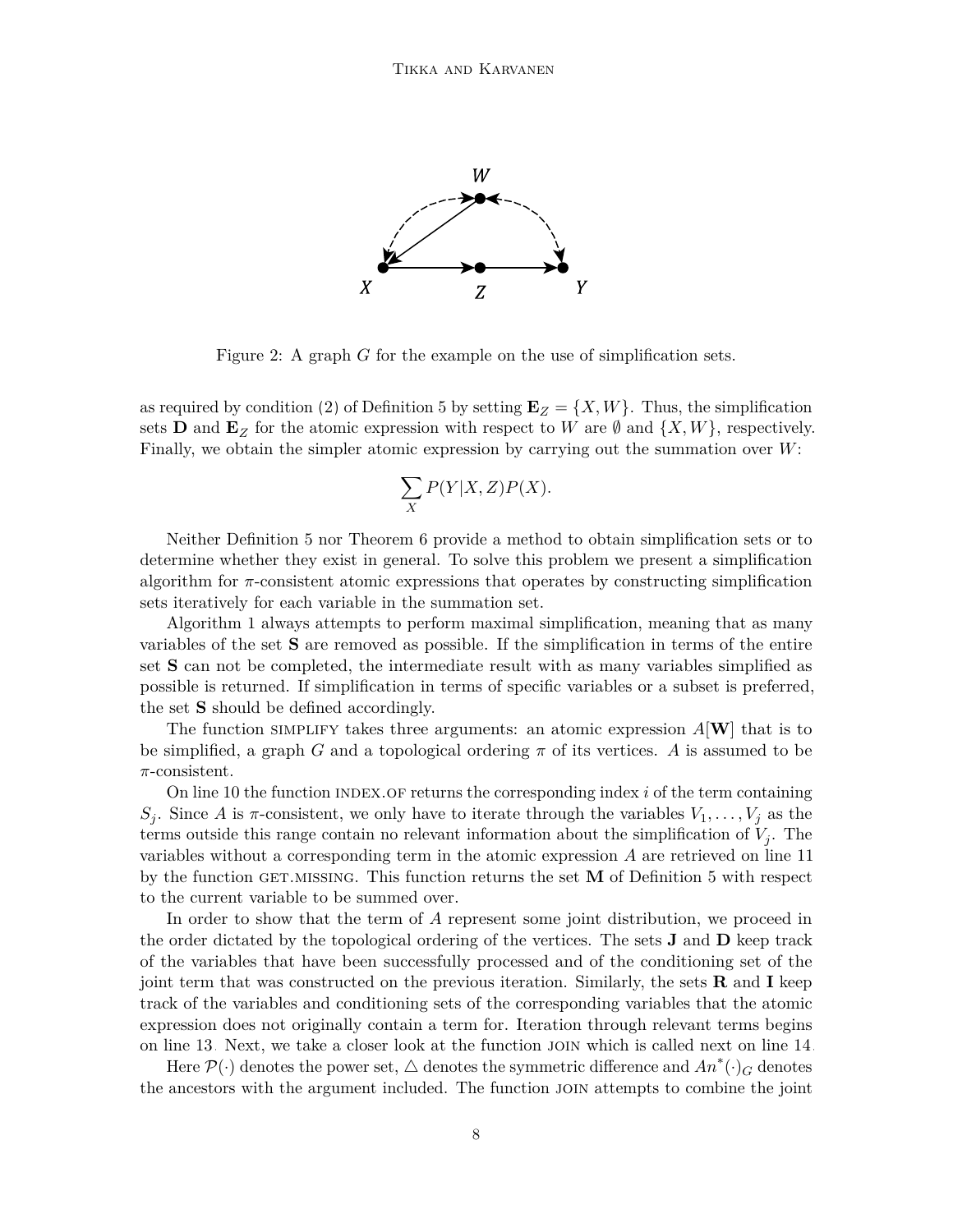Figure 2: A graph $G$ for the example on the use of simplification sets.

as required by condition (2) of Definition 5 by setting $\mathbf{E}_Z = \{X, W\}$. Thus, the simplification sets $\mathbf{D}$ and $\mathbf{E}_Z$ for the atomic expression with respect to $W$ are $\emptyset$ and $\{X, W\}$, respectively. Finally, we obtain the simpler atomic expression by carrying out the summation over $W$:

$$\sum_X P(Y|X, Z)P(X).$$

Neither Definition 5 nor Theorem 6 provide a method to obtain simplification sets or to determine whether they exist in general. To solve this problem we present a simplification algorithm for $\pi$-consistent atomic expressions that operates by constructing simplification sets iteratively for each variable in the summation set.

Algorithm 1 always attempts to perform maximal simplification, meaning that as many variables of the set $\mathbf{S}$ are removed as possible. If the simplification in terms of the entire set $\mathbf{S}$ can not be completed, the intermediate result with as many variables simplified as possible is returned. If simplification in terms of specific variables or a subset is preferred, the set $\mathbf{S}$ should be defined accordingly.

The function SIMPLIFY takes three arguments: an atomic expression $A[\mathbf{W}]$ that is to be simplified, a graph $G$ and a topological ordering $\pi$ of its vertices. $A$ is assumed to be $\pi$-consistent.

On line 10 the function INDEX.OF returns the corresponding index $i$ of the term containing $S_j$. Since $A$ is $\pi$-consistent, we only have to iterate through the variables $V_1, \ldots, V_j$ as the terms outside this range contain no relevant information about the simplification of $V_j$. The variables without a corresponding term in the atomic expression $A$ are retrieved on line 11 by the function GET.MISSING. This function returns the set $\mathbf{M}$ of Definition 5 with respect to the current variable to be summed over.

In order to show that the term of $A$ represent some joint distribution, we proceed in the order dictated by the topological ordering of the vertices. The sets $\mathbf{J}$ and $\mathbf{D}$ keep track of the variables that have been successfully processed and of the conditioning set of the joint term that was constructed on the previous iteration. Similarly, the sets $\mathbf{R}$ and $\mathbf{I}$ keep track of the variables and conditioning sets of the corresponding variables that the atomic expression does not originally contain a term for. Iteration through relevant terms begins on line 13. Next, we take a closer look at the function JOIN which is called next on line 14.

Here $\mathcal{P}(\cdot)$ denotes the power set, $\triangle$ denotes the symmetric difference and $An^*(\cdot)_G$ denotes the ancestors with the argument included. The function JOIN attempts to combine the joint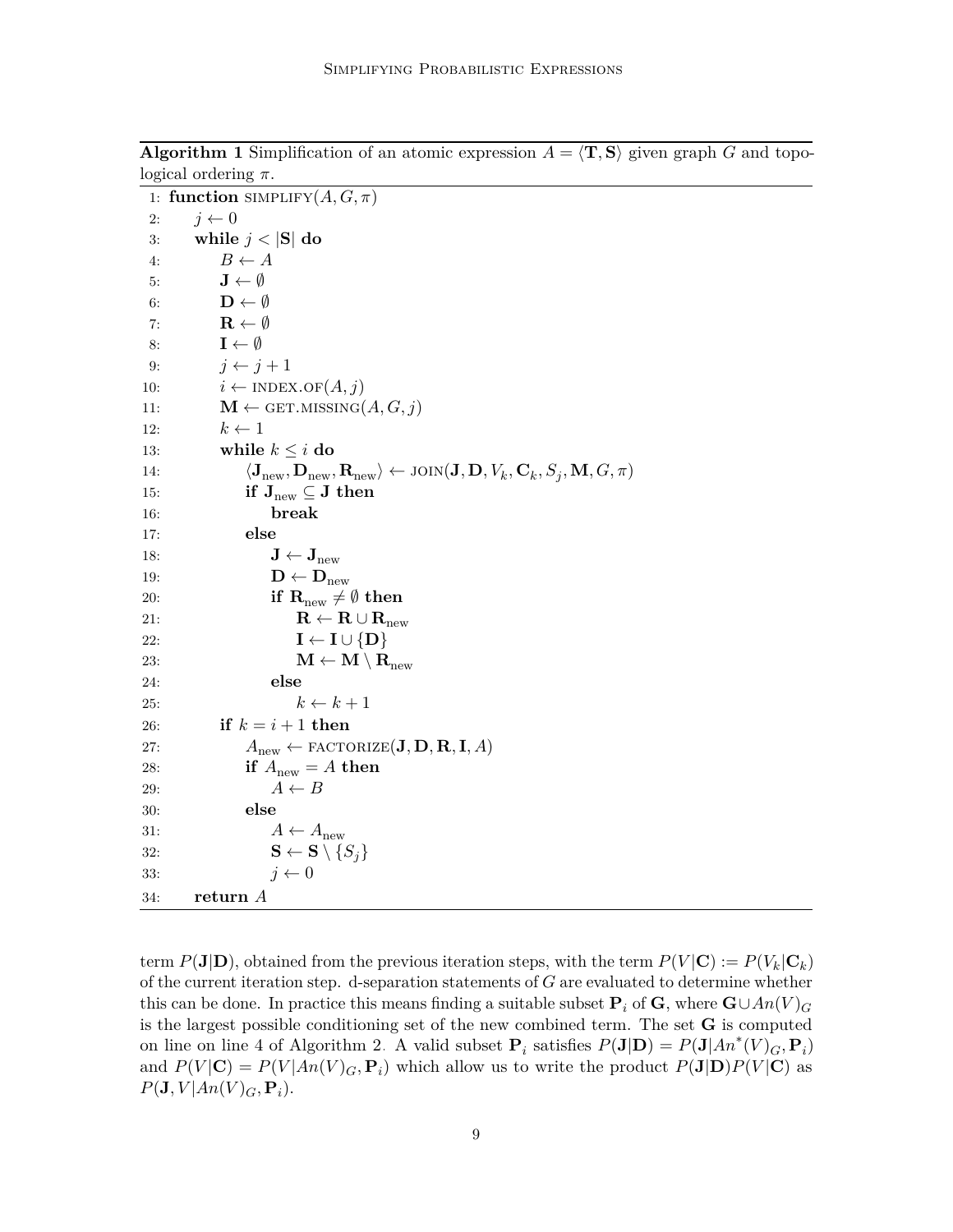**Algorithm 1** Simplification of an atomic expression $A = \langle \mathbf{T}, \mathbf{S} \rangle$ given graph $G$ and topological ordering $\pi$.

```
1: function SIMPLIFY(A, G, π)
2:     j ← 0
3:     while j < |S| do
4:         B ← A
5:         J ← ∅
6:         D ← ∅
7:         R ← ∅
8:         I ← ∅
9:         j ← j + 1
10:        i ← INDEX.OF(A, j)
11:        M ← GET.MISSING(A, G, j)
12:        k ← 1
13:        while k ≤ i do
14:            ⟨J_new, D_new, R_new⟩ ← JOIN(J, D, V_k, C_k, S_j, M, G, π)
15:            if J_new ⊆ J then
16:                break
17:            else
18:                J ← J_new
19:                D ← D_new
20:                if R_new ≠ ∅ then
21:                    R ← R ∪ R_new
22:                    I ← I ∪ {D}
23:                    M ← M \ R_new
24:                else
25:                    k ← k + 1
26:        if k = i + 1 then
27:            A_new ← FACTORIZE(J, D, R, I, A)
28:            if A_new = A then
29:                A ← B
30:            else
31:                A ← A_new
32:                S ← S \ {S_j}
33:                j ← 0
34:    return A
```

term $P(\mathbf{J}|\mathbf{D})$, obtained from the previous iteration steps, with the term $P(V|\mathbf{C}) := P(V_k|\mathbf{C}_k)$ of the current iteration step. d-separation statements of $G$ are evaluated to determine whether this can be done. In practice this means finding a suitable subset $\mathbf{P}_i$ of $\mathbf{G}$, where $\mathbf{G} \cup An(V)_G$ is the largest possible conditioning set of the new combined term. The set $\mathbf{G}$ is computed on line on line 4 of Algorithm 2. A valid subset $\mathbf{P}_i$ satisfies $P(\mathbf{J}|\mathbf{D}) = P(\mathbf{J}|An^*(V)_G, \mathbf{P}_i)$ and $P(V|\mathbf{C}) = P(V|An(V)_G, \mathbf{P}_i)$ which allow us to write the product $P(\mathbf{J}|\mathbf{D})P(V|\mathbf{C})$ as $P(\mathbf{J}, V|An(V)_G, \mathbf{P}_i)$.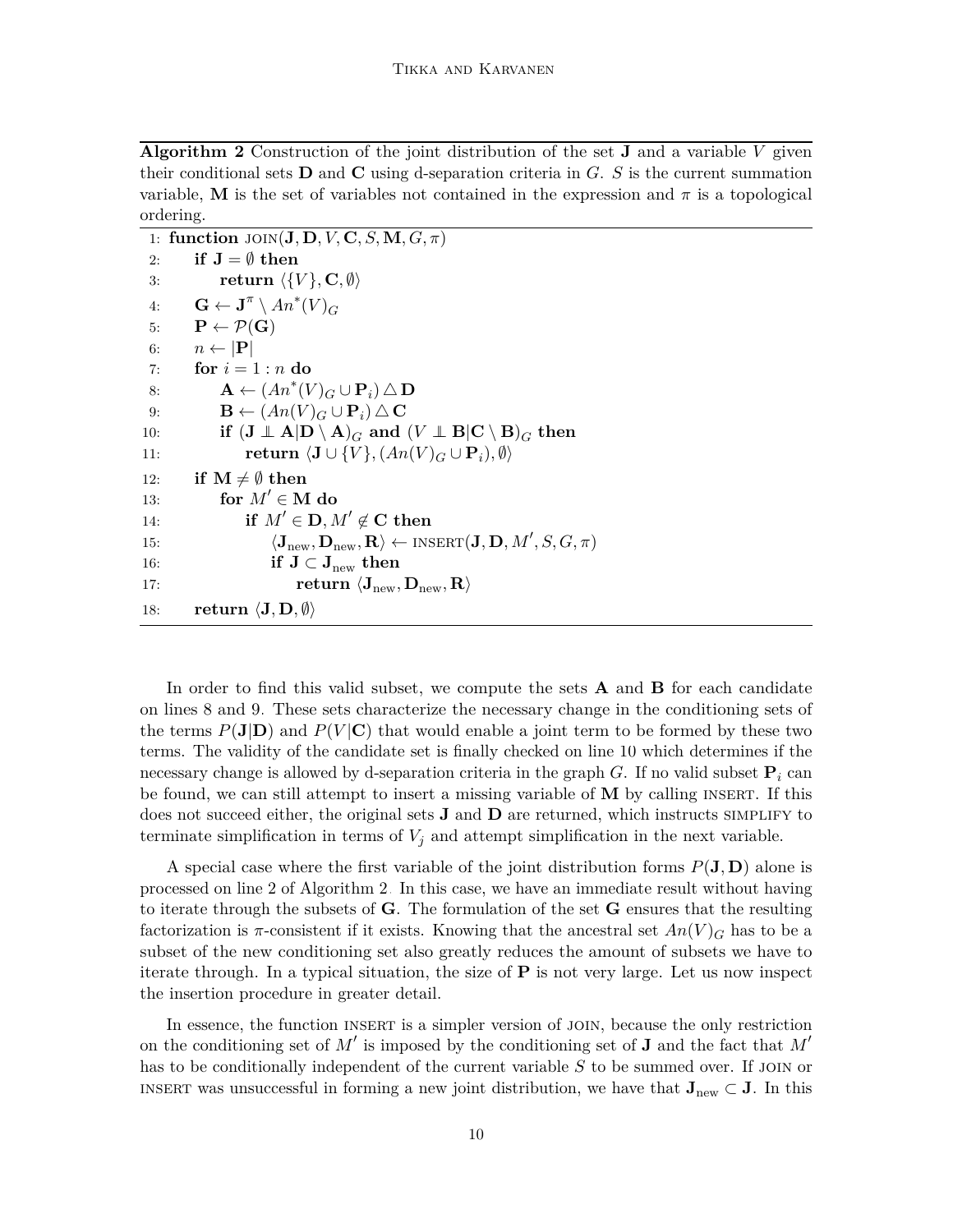**Algorithm 2** Construction of the joint distribution of the set $\mathbf{J}$ and a variable $V$ given their conditional sets $\mathbf{D}$ and $\mathbf{C}$ using d-separation criteria in $G$. $S$ is the current summation variable, $\mathbf{M}$ is the set of variables not contained in the expression and $\pi$ is a topological ordering.

```
 1: function JOIN(J, D, V, C, S, M, G, π)
 2:     if J = ∅ then
 3:         return ⟨{V}, C, ∅⟩
 4:     G ← J^π \ An*(V)_G
 5:     P ← 𝒫(G)
 6:     n ← |P|
 7:     for i = 1 : n do
 8:         A ← (An*(V)_G ∪ P_i) △ D
 9:         B ← (An(V)_G ∪ P_i) △ C
10:         if (J ⊥⊥ A|D \ A)_G and (V ⊥⊥ B|C \ B)_G then
11:             return ⟨J ∪ {V}, (An(V)_G ∪ P_i), ∅⟩
12:     if M ≠ ∅ then
13:         for M' ∈ M do
14:             if M' ∈ D, M' ∉ C then
15:                 ⟨J_new, D_new, R⟩ ← INSERT(J, D, M', S, G, π)
16:                 if J ⊂ J_new then
17:                     return ⟨J_new, D_new, R⟩
18:     return ⟨J, D, ∅⟩
```

In order to find this valid subset, we compute the sets $\mathbf{A}$ and $\mathbf{B}$ for each candidate on lines 8 and 9. These sets characterize the necessary change in the conditioning sets of the terms $P(\mathbf{J}|\mathbf{D})$ and $P(V|\mathbf{C})$ that would enable a joint term to be formed by these two terms. The validity of the candidate set is finally checked on line 10 which determines if the necessary change is allowed by d-separation criteria in the graph $G$. If no valid subset $\mathbf{P}_i$ can be found, we can still attempt to insert a missing variable of $\mathbf{M}$ by calling INSERT. If this does not succeed either, the original sets $\mathbf{J}$ and $\mathbf{D}$ are returned, which instructs SIMPLIFY to terminate simplification in terms of $V_j$ and attempt simplification in the next variable.

A special case where the first variable of the joint distribution forms $P(\mathbf{J}, \mathbf{D})$ alone is processed on line 2 of Algorithm 2. In this case, we have an immediate result without having to iterate through the subsets of $\mathbf{G}$. The formulation of the set $\mathbf{G}$ ensures that the resulting factorization is $\pi$-consistent if it exists. Knowing that the ancestral set $An(V)_G$ has to be a subset of the new conditioning set also greatly reduces the amount of subsets we have to iterate through. In a typical situation, the size of $\mathbf{P}$ is not very large. Let us now inspect the insertion procedure in greater detail.

In essence, the function INSERT is a simpler version of JOIN, because the only restriction on the conditioning set of $M'$ is imposed by the conditioning set of $\mathbf{J}$ and the fact that $M'$ has to be conditionally independent of the current variable $S$ to be summed over. If JOIN or INSERT was unsuccessful in forming a new joint distribution, we have that $\mathbf{J}_{\text{new}} \subset \mathbf{J}$. In this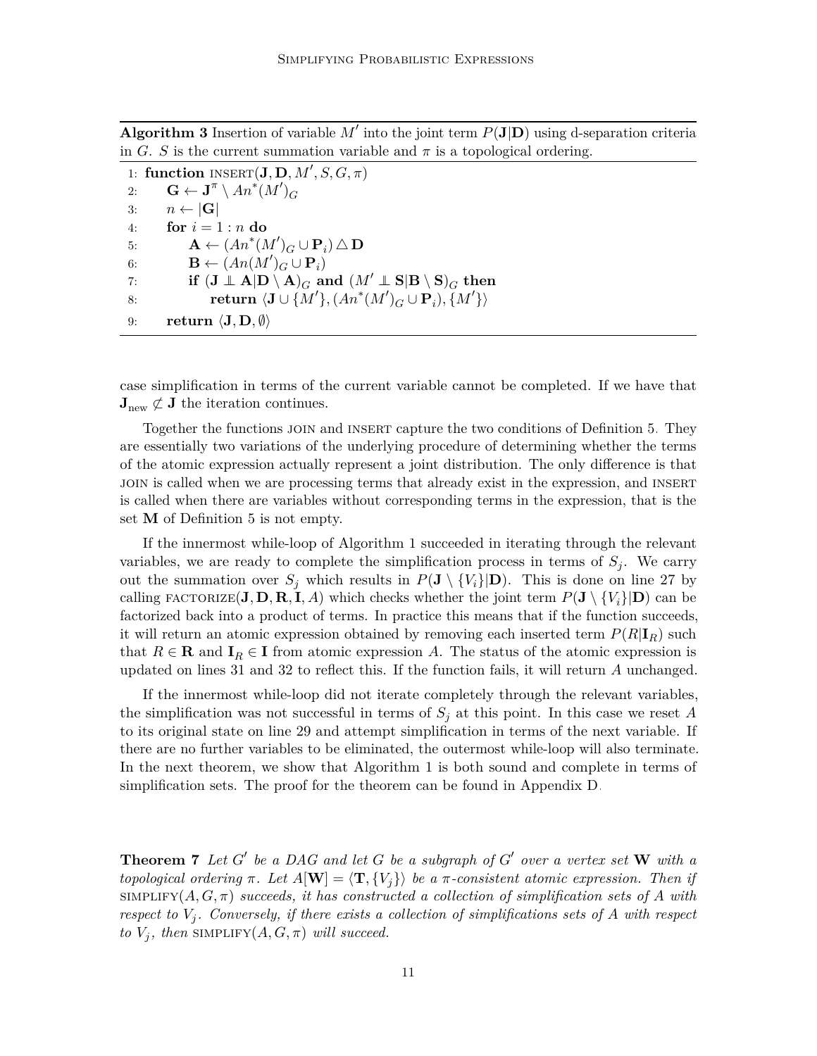**Algorithm 3** Insertion of variable $M'$ into the joint term $P(\mathbf{J}|\mathbf{D})$ using d-separation criteria in $G$. $S$ is the current summation variable and $\pi$ is a topological ordering.

```
1: function INSERT(J, D, M', S, G, π)
2:     G ← J^π \ An*(M')_G
3:     n ← |G|
4:     for i = 1 : n do
5:         A ← (An*(M')_G ∪ P_i) △ D
6:         B ← (An(M')_G ∪ P_i)
7:         if (J ⫫ A|D \ A)_G and (M' ⫫ S|B \ S)_G then
8:             return ⟨J ∪ {M'}, (An*(M')_G ∪ P_i), {M'}⟩
9:     return ⟨J, D, ∅⟩
```

case simplification in terms of the current variable cannot be completed. If we have that $\mathbf{J}_{\text{new}} \not\subset \mathbf{J}$ the iteration continues.

Together the functions JOIN and INSERT capture the two conditions of Definition 5. They are essentially two variations of the underlying procedure of determining whether the terms of the atomic expression actually represent a joint distribution. The only difference is that JOIN is called when we are processing terms that already exist in the expression, and INSERT is called when there are variables without corresponding terms in the expression, that is the set $\mathbf{M}$ of Definition 5 is not empty.

If the innermost while-loop of Algorithm 1 succeeded in iterating through the relevant variables, we are ready to complete the simplification process in terms of $S_j$. We carry out the summation over $S_j$ which results in $P(\mathbf{J} \setminus \{V_i\}|\mathbf{D})$. This is done on line 27 by calling FACTORIZE$(\mathbf{J}, \mathbf{D}, \mathbf{R}, \mathbf{I}, A)$ which checks whether the joint term $P(\mathbf{J} \setminus \{V_i\}|\mathbf{D})$ can be factorized back into a product of terms. In practice this means that if the function succeeds, it will return an atomic expression obtained by removing each inserted term $P(R|\mathbf{I}_R)$ such that $R \in \mathbf{R}$ and $\mathbf{I}_R \in \mathbf{I}$ from atomic expression $A$. The status of the atomic expression is updated on lines 31 and 32 to reflect this. If the function fails, it will return $A$ unchanged.

If the innermost while-loop did not iterate completely through the relevant variables, the simplification was not successful in terms of $S_j$ at this point. In this case we reset $A$ to its original state on line 29 and attempt simplification in terms of the next variable. If there are no further variables to be eliminated, the outermost while-loop will also terminate. In the next theorem, we show that Algorithm 1 is both sound and complete in terms of simplification sets. The proof for the theorem can be found in Appendix D.

**Theorem 7** *Let $G'$ be a DAG and let $G$ be a subgraph of $G'$ over a vertex set $\mathbf{W}$ with a topological ordering $\pi$. Let $A[\mathbf{W}] = \langle \mathbf{T}, \{V_j\} \rangle$ be a $\pi$-consistent atomic expression. Then if* SIMPLIFY$(A, G, \pi)$ *succeeds, it has constructed a collection of simplification sets of $A$ with respect to $V_j$. Conversely, if there exists a collection of simplifications sets of $A$ with respect to $V_j$, then* SIMPLIFY$(A, G, \pi)$ *will succeed.*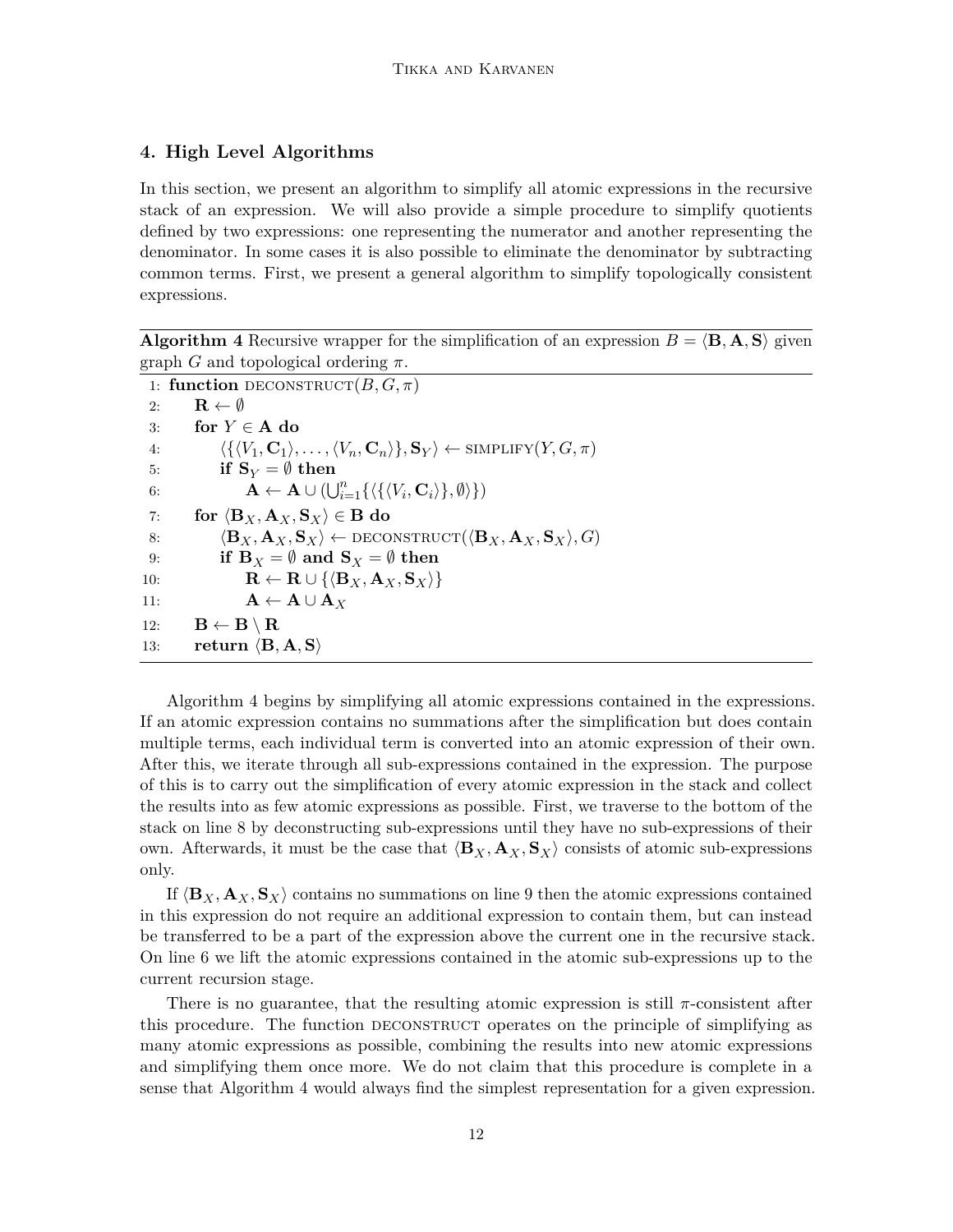## 4. High Level Algorithms

In this section, we present an algorithm to simplify all atomic expressions in the recursive stack of an expression. We will also provide a simple procedure to simplify quotients defined by two expressions: one representing the numerator and another representing the denominator. In some cases it is also possible to eliminate the denominator by subtracting common terms. First, we present a general algorithm to simplify topologically consistent expressions.

**Algorithm 4** Recursive wrapper for the simplification of an expression $B = \langle \mathbf{B}, \mathbf{A}, \mathbf{S} \rangle$ given graph $G$ and topological ordering $\pi$.

```
1:  function DECONSTRUCT(B, G, π)
2:      R ← ∅
3:      for Y ∈ A do
4:          ⟨{⟨V_1, C_1⟩, ..., ⟨V_n, C_n⟩}, S_Y⟩ ← SIMPLIFY(Y, G, π)
5:          if S_Y = ∅ then
6:              A ← A ∪ (⋃_{i=1}^n {⟨{⟨V_i, C_i⟩}, ∅⟩})
7:      for ⟨B_X, A_X, S_X⟩ ∈ B do
8:          ⟨B_X, A_X, S_X⟩ ← DECONSTRUCT(⟨B_X, A_X, S_X⟩, G)
9:          if B_X = ∅ and S_X = ∅ then
10:             R ← R ∪ {⟨B_X, A_X, S_X⟩}
11:             A ← A ∪ A_X
12:     B ← B \ R
13:     return ⟨B, A, S⟩
```

Algorithm 4 begins by simplifying all atomic expressions contained in the expressions. If an atomic expression contains no summations after the simplification but does contain multiple terms, each individual term is converted into an atomic expression of their own. After this, we iterate through all sub-expressions contained in the expression. The purpose of this is to carry out the simplification of every atomic expression in the stack and collect the results into as few atomic expressions as possible. First, we traverse to the bottom of the stack on line 8 by deconstructing sub-expressions until they have no sub-expressions of their own. Afterwards, it must be the case that $\langle \mathbf{B}_X, \mathbf{A}_X, \mathbf{S}_X \rangle$ consists of atomic sub-expressions only.

If $\langle \mathbf{B}_X, \mathbf{A}_X, \mathbf{S}_X \rangle$ contains no summations on line 9 then the atomic expressions contained in this expression do not require an additional expression to contain them, but can instead be transferred to be a part of the expression above the current one in the recursive stack. On line 6 we lift the atomic expressions contained in the atomic sub-expressions up to the current recursion stage.

There is no guarantee, that the resulting atomic expression is still $\pi$-consistent after this procedure. The function DECONSTRUCT operates on the principle of simplifying as many atomic expressions as possible, combining the results into new atomic expressions and simplifying them once more. We do not claim that this procedure is complete in a sense that Algorithm 4 would always find the simplest representation for a given expression.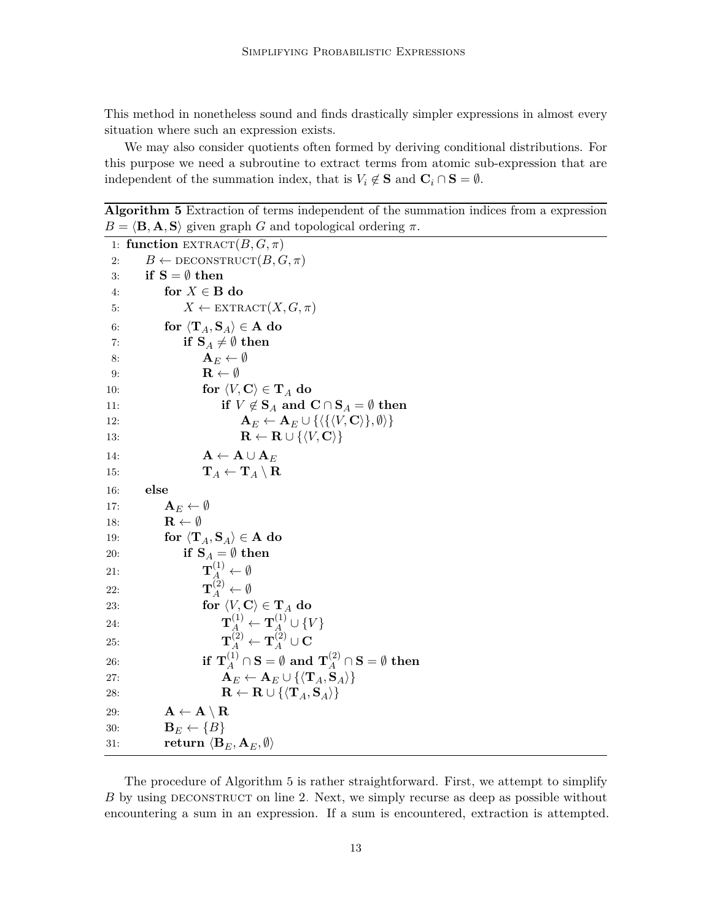This method in nonetheless sound and finds drastically simpler expressions in almost every situation where such an expression exists.

We may also consider quotients often formed by deriving conditional distributions. For this purpose we need a subroutine to extract terms from atomic sub-expression that are independent of the summation index, that is $V_i \notin \mathbf{S}$ and $\mathbf{C}_i \cap \mathbf{S} = \emptyset$.

**Algorithm 5** Extraction of terms independent of the summation indices from a expression $B = \langle \mathbf{B}, \mathbf{A}, \mathbf{S} \rangle$ given graph $G$ and topological ordering $\pi$.

```
 1: function EXTRACT(B, G, π)
 2:     B ← DECONSTRUCT(B, G, π)
 3:     if S = ∅ then
 4:         for X ∈ B do
 5:             X ← EXTRACT(X, G, π)
 6:         for ⟨T_A, S_A⟩ ∈ A do
 7:             if S_A ≠ ∅ then
 8:                 A_E ← ∅
 9:                 R ← ∅
10:                 for ⟨V, C⟩ ∈ T_A do
11:                     if V ∉ S_A and C ∩ S_A = ∅ then
12:                         A_E ← A_E ∪ {⟨{⟨V, C⟩}, ∅⟩}
13:                         R ← R ∪ {⟨V, C⟩}
14:                 A ← A ∪ A_E
15:                 T_A ← T_A \ R
16:     else
17:         A_E ← ∅
18:         R ← ∅
19:         for ⟨T_A, S_A⟩ ∈ A do
20:             if S_A = ∅ then
21:                 T_A^(1) ← ∅
22:                 T_A^(2) ← ∅
23:                 for ⟨V, C⟩ ∈ T_A do
24:                     T_A^(1) ← T_A^(1) ∪ {V}
25:                     T_A^(2) ← T_A^(2) ∪ C
26:                 if T_A^(1) ∩ S = ∅ and T_A^(2) ∩ S = ∅ then
27:                     A_E ← A_E ∪ {⟨T_A, S_A⟩}
28:                     R ← R ∪ {⟨T_A, S_A⟩}
29:         A ← A \ R
30:         B_E ← {B}
31:         return ⟨B_E, A_E, ∅⟩
```

The procedure of Algorithm 5 is rather straightforward. First, we attempt to simplify $B$ by using DECONSTRUCT on line 2. Next, we simply recurse as deep as possible without encountering a sum in an expression. If a sum is encountered, extraction is attempted.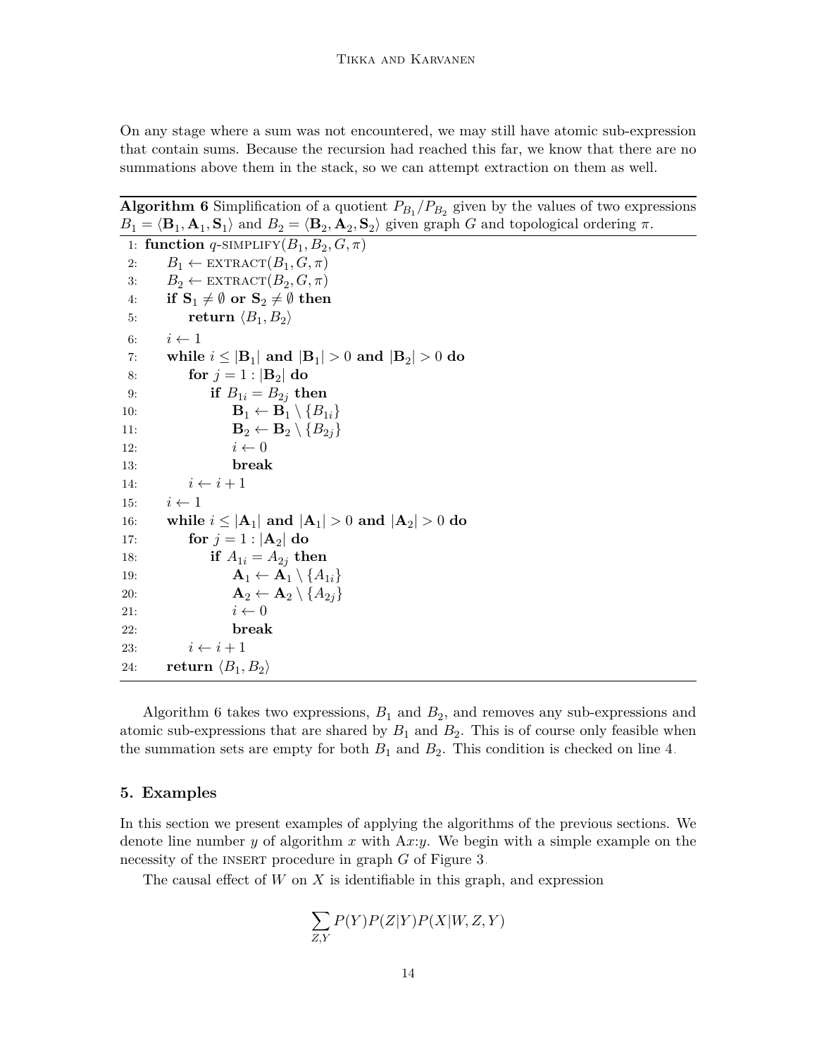On any stage where a sum was not encountered, we may still have atomic sub-expression that contain sums. Because the recursion had reached this far, we know that there are no summations above them in the stack, so we can attempt extraction on them as well.

**Algorithm 6** Simplification of a quotient $P_{B_1}/P_{B_2}$ given by the values of two expressions $B_1 = \langle \mathbf{B}_1, \mathbf{A}_1, \mathbf{S}_1 \rangle$ and $B_2 = \langle \mathbf{B}_2, \mathbf{A}_2, \mathbf{S}_2 \rangle$ given graph $G$ and topological ordering $\pi$.

```
 1: function q-SIMPLIFY(B_1, B_2, G, π)
 2:     B_1 ← EXTRACT(B_1, G, π)
 3:     B_2 ← EXTRACT(B_2, G, π)
 4:     if S_1 ≠ ∅ or S_2 ≠ ∅ then
 5:         return ⟨B_1, B_2⟩
 6:     i ← 1
 7:     while i ≤ |B_1| and |B_1| > 0 and |B_2| > 0 do
 8:         for j = 1 : |B_2| do
 9:             if B_1i = B_2j then
10:                 B_1 ← B_1 \ {B_1i}
11:                 B_2 ← B_2 \ {B_2j}
12:                 i ← 0
13:                 break
14:         i ← i + 1
15:     i ← 1
16:     while i ≤ |A_1| and |A_1| > 0 and |A_2| > 0 do
17:         for j = 1 : |A_2| do
18:             if A_1i = A_2j then
19:                 A_1 ← A_1 \ {A_1i}
20:                 A_2 ← A_2 \ {A_2j}
21:                 i ← 0
22:                 break
23:         i ← i + 1
24:     return ⟨B_1, B_2⟩
```

Algorithm 6 takes two expressions, $B_1$ and $B_2$, and removes any sub-expressions and atomic sub-expressions that are shared by $B_1$ and $B_2$. This is of course only feasible when the summation sets are empty for both $B_1$ and $B_2$. This condition is checked on line 4.

## 5. Examples

In this section we present examples of applying the algorithms of the previous sections. We denote line number $y$ of algorithm $x$ with A$x$:$y$. We begin with a simple example on the necessity of the INSERT procedure in graph $G$ of Figure 3.

The causal effect of $W$ on $X$ is identifiable in this graph, and expression

$$\sum_{Z,Y} P(Y)P(Z|Y)P(X|W,Z,Y)$$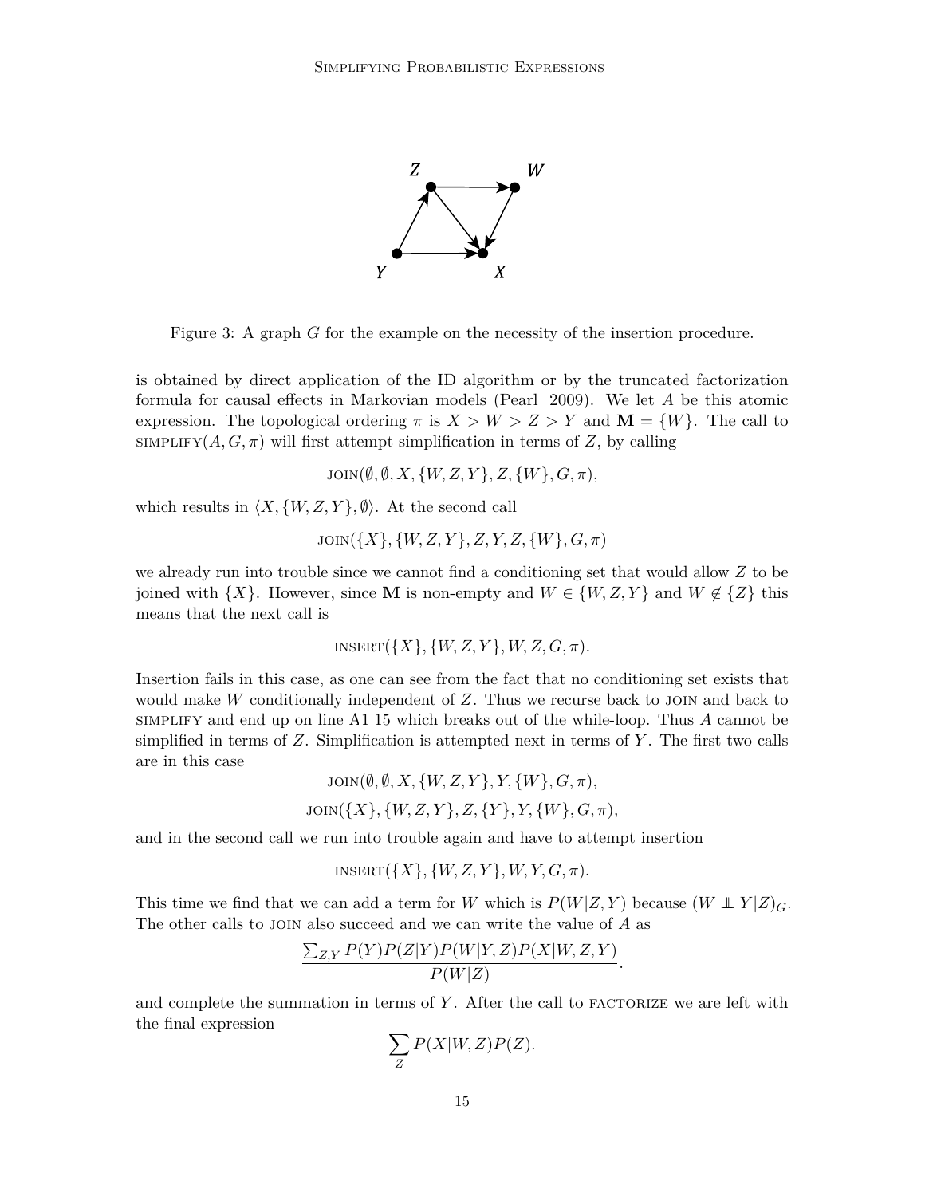Figure 3: A graph $G$ for the example on the necessity of the insertion procedure.

is obtained by direct application of the ID algorithm or by the truncated factorization formula for causal effects in Markovian models (Pearl, 2009). We let $A$ be this atomic expression. The topological ordering $\pi$ is $X > W > Z > Y$ and $\mathbf{M} = \{W\}$. The call to SIMPLIFY$(A, G, \pi)$ will first attempt simplification in terms of $Z$, by calling

$$\text{JOIN}(\emptyset, \emptyset, X, \{W, Z, Y\}, Z, \{W\}, G, \pi),$$

which results in $\langle X, \{W, Z, Y\}, \emptyset \rangle$. At the second call

$$\text{JOIN}(\{X\}, \{W, Z, Y\}, Z, Y, Z, \{W\}, G, \pi)$$

we already run into trouble since we cannot find a conditioning set that would allow $Z$ to be joined with $\{X\}$. However, since $\mathbf{M}$ is non-empty and $W \in \{W, Z, Y\}$ and $W \notin \{Z\}$ this means that the next call is

$$\text{INSERT}(\{X\}, \{W, Z, Y\}, W, Z, G, \pi).$$

Insertion fails in this case, as one can see from the fact that no conditioning set exists that would make $W$ conditionally independent of $Z$. Thus we recurse back to JOIN and back to SIMPLIFY and end up on line A1 15 which breaks out of the while-loop. Thus $A$ cannot be simplified in terms of $Z$. Simplification is attempted next in terms of $Y$. The first two calls are in this case

$$\text{JOIN}(\emptyset, \emptyset, X, \{W, Z, Y\}, Y, \{W\}, G, \pi),$$

$$\text{JOIN}(\{X\}, \{W, Z, Y\}, Z, \{Y\}, Y, \{W\}, G, \pi),$$

and in the second call we run into trouble again and have to attempt insertion

$$\text{INSERT}(\{X\}, \{W, Z, Y\}, W, Y, G, \pi).$$

This time we find that we can add a term for $W$ which is $P(W|Z, Y)$ because $(W \perp\!\!\!\perp Y|Z)_G$. The other calls to JOIN also succeed and we can write the value of $A$ as

$$\frac{\sum_{Z,Y} P(Y)P(Z|Y)P(W|Y, Z)P(X|W, Z, Y)}{P(W|Z)}.$$

and complete the summation in terms of $Y$. After the call to FACTORIZE we are left with the final expression

$$\sum_{Z} P(X|W, Z)P(Z).$$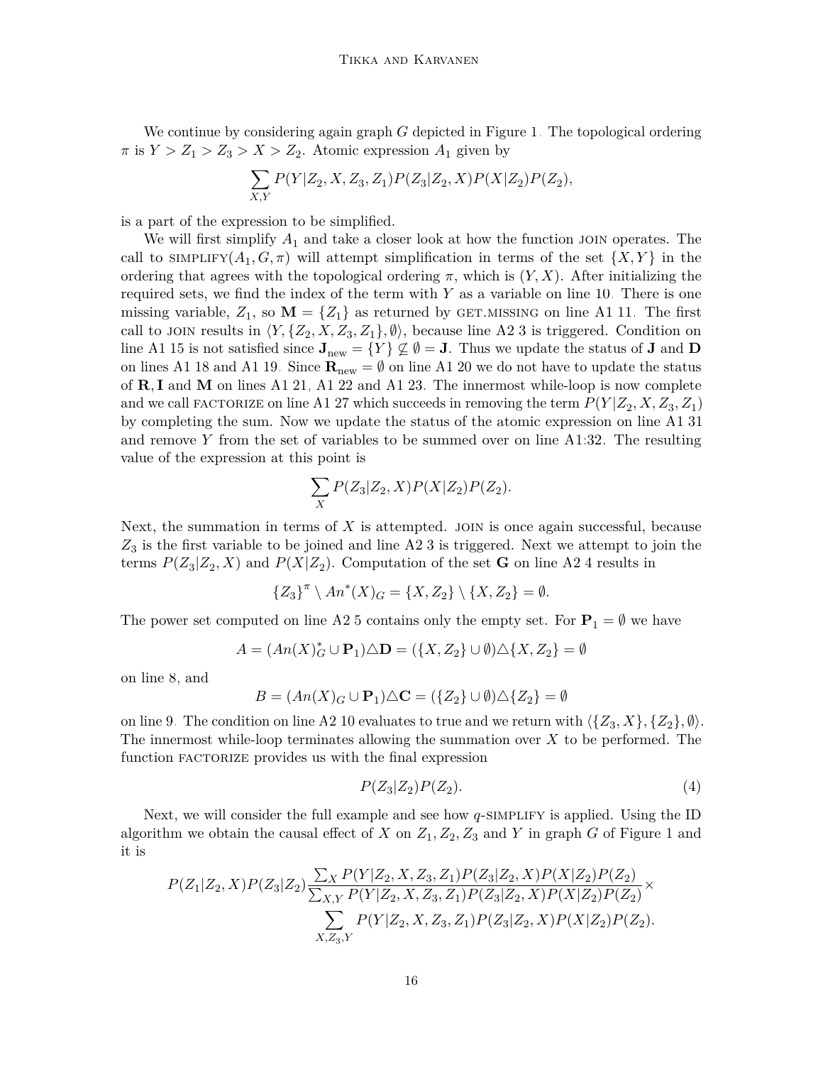We continue by considering again graph $G$ depicted in Figure 1. The topological ordering $\pi$ is $Y > Z_1 > Z_3 > X > Z_2$. Atomic expression $A_1$ given by

$$\sum_{X,Y} P(Y|Z_2, X, Z_3, Z_1)P(Z_3|Z_2, X)P(X|Z_2)P(Z_2),$$

is a part of the expression to be simplified.

We will first simplify $A_1$ and take a closer look at how the function JOIN operates. The call to SIMPLIFY$(A_1, G, \pi)$ will attempt simplification in terms of the set $\{X, Y\}$ in the ordering that agrees with the topological ordering $\pi$, which is $(Y, X)$. After initializing the required sets, we find the index of the term with $Y$ as a variable on line 10. There is one missing variable, $Z_1$, so $\mathbf{M} = \{Z_1\}$ as returned by GET.MISSING on line A1 11. The first call to JOIN results in $\langle Y, \{Z_2, X, Z_3, Z_1\}, \emptyset\rangle$, because line A2 3 is triggered. Condition on line A1 15 is not satisfied since $\mathbf{J}_{\text{new}} = \{Y\} \not\subseteq \emptyset = \mathbf{J}$. Thus we update the status of $\mathbf{J}$ and $\mathbf{D}$ on lines A1 18 and A1 19. Since $\mathbf{R}_{\text{new}} = \emptyset$ on line A1 20 we do not have to update the status of $\mathbf{R}, \mathbf{I}$ and $\mathbf{M}$ on lines A1 21, A1 22 and A1 23. The innermost while-loop is now complete and we call FACTORIZE on line A1 27 which succeeds in removing the term $P(Y|Z_2, X, Z_3, Z_1)$ by completing the sum. Now we update the status of the atomic expression on line A1 31 and remove $Y$ from the set of variables to be summed over on line A1:32. The resulting value of the expression at this point is

$$\sum_{X} P(Z_3|Z_2, X)P(X|Z_2)P(Z_2).$$

Next, the summation in terms of $X$ is attempted. JOIN is once again successful, because $Z_3$ is the first variable to be joined and line A2 3 is triggered. Next we attempt to join the terms $P(Z_3|Z_2, X)$ and $P(X|Z_2)$. Computation of the set $\mathbf{G}$ on line A2 4 results in

$$\{Z_3\}^{\pi} \setminus An^*(X)_G = \{X, Z_2\} \setminus \{X, Z_2\} = \emptyset.$$

The power set computed on line A2 5 contains only the empty set. For $\mathbf{P}_1 = \emptyset$ we have

$$A = (An(X)^*_G \cup \mathbf{P}_1) \triangle \mathbf{D} = (\{X, Z_2\} \cup \emptyset) \triangle \{X, Z_2\} = \emptyset$$

on line 8, and

$$B = (An(X)_G \cup \mathbf{P}_1) \triangle \mathbf{C} = (\{Z_2\} \cup \emptyset) \triangle \{Z_2\} = \emptyset$$

on line 9. The condition on line A2 10 evaluates to true and we return with $\langle \{Z_3, X\}, \{Z_2\}, \emptyset\rangle$. The innermost while-loop terminates allowing the summation over $X$ to be performed. The function FACTORIZE provides us with the final expression

$$P(Z_3|Z_2)P(Z_2). \tag{4}$$

Next, we will consider the full example and see how $q$-SIMPLIFY is applied. Using the ID algorithm we obtain the causal effect of $X$ on $Z_1, Z_2, Z_3$ and $Y$ in graph $G$ of Figure 1 and it is

$$P(Z_1|Z_2, X)P(Z_3|Z_2)\frac{\sum_X P(Y|Z_2, X, Z_3, Z_1)P(Z_3|Z_2, X)P(X|Z_2)P(Z_2)}{\sum_{X,Y} P(Y|Z_2, X, Z_3, Z_1)P(Z_3|Z_2, X)P(X|Z_2)P(Z_2)} \times \sum_{X,Z_3,Y} P(Y|Z_2, X, Z_3, Z_1)P(Z_3|Z_2, X)P(X|Z_2)P(Z_2).$$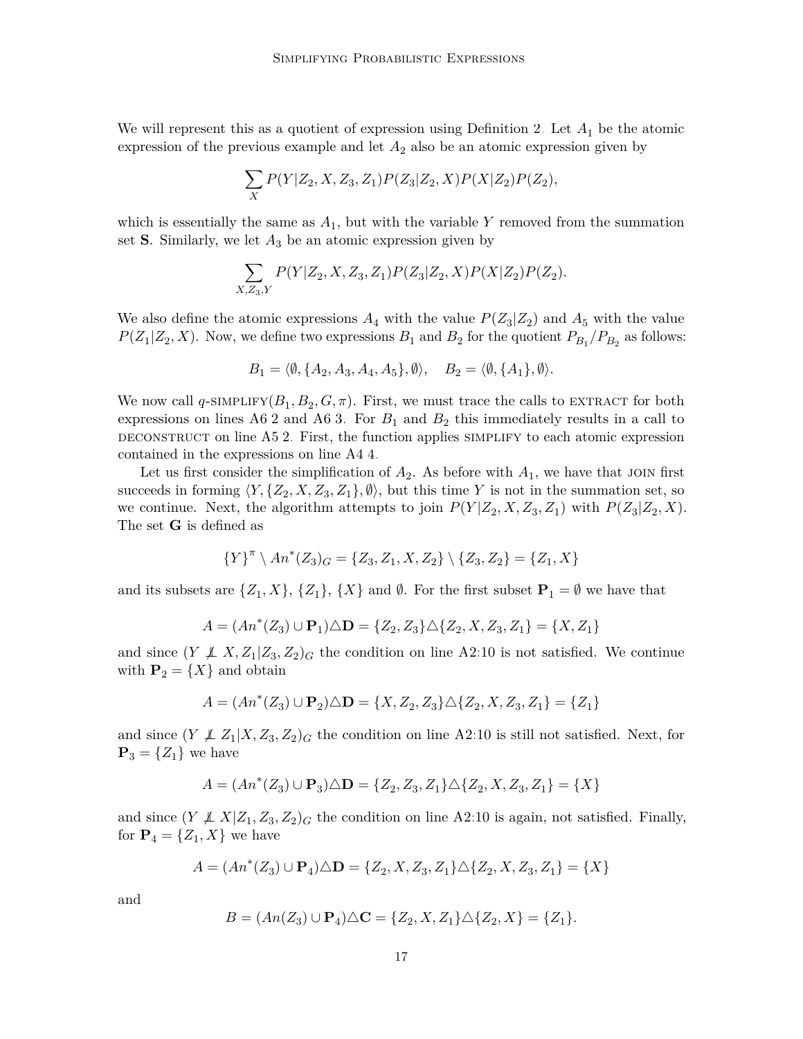We will represent this as a quotient of expression using Definition 2. Let $A_1$ be the atomic expression of the previous example and let $A_2$ also be an atomic expression given by

$$\sum_{X} P(Y|Z_2, X, Z_3, Z_1)P(Z_3|Z_2, X)P(X|Z_2)P(Z_2),$$

which is essentially the same as $A_1$, but with the variable $Y$ removed from the summation set $\mathbf{S}$. Similarly, we let $A_3$ be an atomic expression given by

$$\sum_{X,Z_3,Y} P(Y|Z_2, X, Z_3, Z_1)P(Z_3|Z_2, X)P(X|Z_2)P(Z_2).$$

We also define the atomic expressions $A_4$ with the value $P(Z_3|Z_2)$ and $A_5$ with the value $P(Z_1|Z_2, X)$. Now, we define two expressions $B_1$ and $B_2$ for the quotient $P_{B_1}/P_{B_2}$ as follows:

$$B_1 = \langle \emptyset, \{A_2, A_3, A_4, A_5\}, \emptyset \rangle, \quad B_2 = \langle \emptyset, \{A_1\}, \emptyset \rangle.$$

We now call $q$-SIMPLIFY$(B_1, B_2, G, \pi)$. First, we must trace the calls to EXTRACT for both expressions on lines A6 2 and A6 3. For $B_1$ and $B_2$ this immediately results in a call to DECONSTRUCT on line A5 2. First, the function applies SIMPLIFY to each atomic expression contained in the expressions on line A4 4.

Let us first consider the simplification of $A_2$. As before with $A_1$, we have that JOIN first succeeds in forming $\langle Y, \{Z_2, X, Z_3, Z_1\}, \emptyset \rangle$, but this time $Y$ is not in the summation set, so we continue. Next, the algorithm attempts to join $P(Y|Z_2, X, Z_3, Z_1)$ with $P(Z_3|Z_2, X)$. The set $\mathbf{G}$ is defined as

$$\{Y\}^{\pi} \setminus An^*(Z_3)_G = \{Z_3, Z_1, X, Z_2\} \setminus \{Z_3, Z_2\} = \{Z_1, X\}$$

and its subsets are $\{Z_1, X\}$, $\{Z_1\}$, $\{X\}$ and $\emptyset$. For the first subset $\mathbf{P}_1 = \emptyset$ we have that

$$A = (An^*(Z_3) \cup \mathbf{P}_1) \triangle \mathbf{D} = \{Z_2, Z_3\} \triangle \{Z_2, X, Z_3, Z_1\} = \{X, Z_1\}$$

and since $(Y \not\perp\!\!\!\perp X, Z_1 | Z_3, Z_2)_G$ the condition on line A2:10 is not satisfied. We continue with $\mathbf{P}_2 = \{X\}$ and obtain

$$A = (An^*(Z_3) \cup \mathbf{P}_2) \triangle \mathbf{D} = \{X, Z_2, Z_3\} \triangle \{Z_2, X, Z_3, Z_1\} = \{Z_1\}$$

and since $(Y \not\perp\!\!\!\perp Z_1 | X, Z_3, Z_2)_G$ the condition on line A2:10 is still not satisfied. Next, for $\mathbf{P}_3 = \{Z_1\}$ we have

$$A = (An^*(Z_3) \cup \mathbf{P}_3) \triangle \mathbf{D} = \{Z_2, Z_3, Z_1\} \triangle \{Z_2, X, Z_3, Z_1\} = \{X\}$$

and since $(Y \not\perp\!\!\!\perp X | Z_1, Z_3, Z_2)_G$ the condition on line A2:10 is again, not satisfied. Finally, for $\mathbf{P}_4 = \{Z_1, X\}$ we have

$$A = (An^*(Z_3) \cup \mathbf{P}_4) \triangle \mathbf{D} = \{Z_2, X, Z_3, Z_1\} \triangle \{Z_2, X, Z_3, Z_1\} = \{X\}$$

and

$$B = (An(Z_3) \cup \mathbf{P}_4) \triangle \mathbf{C} = \{Z_2, X, Z_1\} \triangle \{Z_2, X\} = \{Z_1\}.$$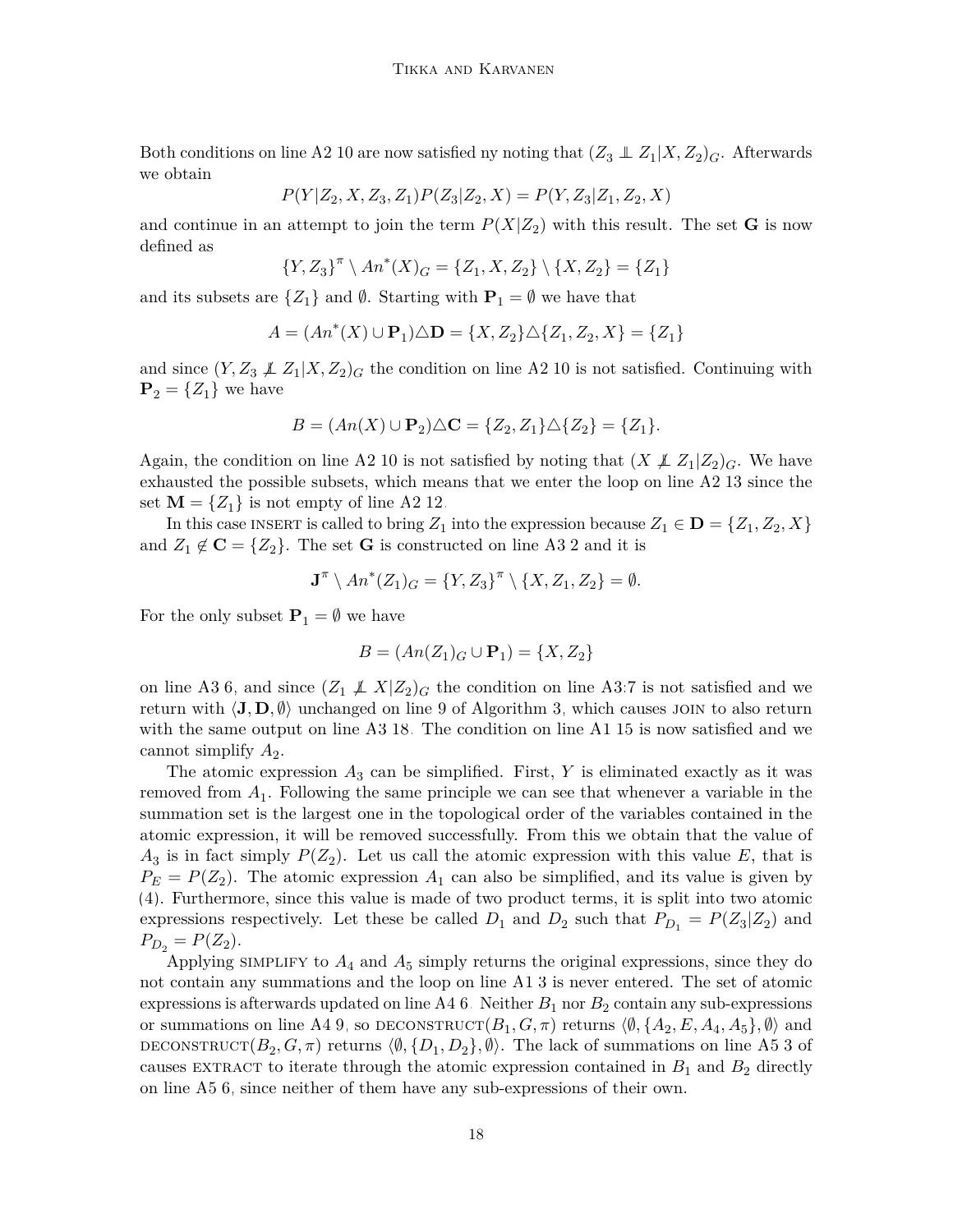Both conditions on line A2 10 are now satisfied ny noting that $(Z_3 \perp\!\!\!\perp Z_1 | X, Z_2)_G$. Afterwards we obtain

$$P(Y|Z_2, X, Z_3, Z_1)P(Z_3|Z_2, X) = P(Y, Z_3|Z_1, Z_2, X)$$

and continue in an attempt to join the term $P(X|Z_2)$ with this result. The set $\mathbf{G}$ is now defined as

$$\{Y, Z_3\}^\pi \setminus An^*(X)_G = \{Z_1, X, Z_2\} \setminus \{X, Z_2\} = \{Z_1\}$$

and its subsets are $\{Z_1\}$ and $\emptyset$. Starting with $\mathbf{P}_1 = \emptyset$ we have that

$$A = (An^*(X) \cup \mathbf{P}_1) \triangle \mathbf{D} = \{X, Z_2\} \triangle \{Z_1, Z_2, X\} = \{Z_1\}$$

and since $(Y, Z_3 \not\perp\!\!\!\perp Z_1 | X, Z_2)_G$ the condition on line A2 10 is not satisfied. Continuing with $\mathbf{P}_2 = \{Z_1\}$ we have

$$B = (An(X) \cup \mathbf{P}_2) \triangle \mathbf{C} = \{Z_2, Z_1\} \triangle \{Z_2\} = \{Z_1\}.$$

Again, the condition on line A2 10 is not satisfied by noting that $(X \not\perp\!\!\!\perp Z_1 | Z_2)_G$. We have exhausted the possible subsets, which means that we enter the loop on line A2 13 since the set $\mathbf{M} = \{Z_1\}$ is not empty of line A2 12.

In this case INSERT is called to bring $Z_1$ into the expression because $Z_1 \in \mathbf{D} = \{Z_1, Z_2, X\}$ and $Z_1 \notin \mathbf{C} = \{Z_2\}$. The set $\mathbf{G}$ is constructed on line A3 2 and it is

$$\mathbf{J}^\pi \setminus An^*(Z_1)_G = \{Y, Z_3\}^\pi \setminus \{X, Z_1, Z_2\} = \emptyset.$$

For the only subset $\mathbf{P}_1 = \emptyset$ we have

$$B = (An(Z_1)_G \cup \mathbf{P}_1) = \{X, Z_2\}$$

on line A3 6, and since $(Z_1 \not\perp\!\!\!\perp X | Z_2)_G$ the condition on line A3:7 is not satisfied and we return with $\langle \mathbf{J}, \mathbf{D}, \emptyset \rangle$ unchanged on line 9 of Algorithm 3, which causes JOIN to also return with the same output on line A3 18. The condition on line A1 15 is now satisfied and we cannot simplify $A_2$.

The atomic expression $A_3$ can be simplified. First, $Y$ is eliminated exactly as it was removed from $A_1$. Following the same principle we can see that whenever a variable in the summation set is the largest one in the topological order of the variables contained in the atomic expression, it will be removed successfully. From this we obtain that the value of $A_3$ is in fact simply $P(Z_2)$. Let us call the atomic expression with this value $E$, that is $P_E = P(Z_2)$. The atomic expression $A_1$ can also be simplified, and its value is given by (4). Furthermore, since this value is made of two product terms, it is split into two atomic expressions respectively. Let these be called $D_1$ and $D_2$ such that $P_{D_1} = P(Z_3|Z_2)$ and $P_{D_2} = P(Z_2)$.

Applying SIMPLIFY to $A_4$ and $A_5$ simply returns the original expressions, since they do not contain any summations and the loop on line A1 3 is never entered. The set of atomic expressions is afterwards updated on line A4 6. Neither $B_1$ nor $B_2$ contain any sub-expressions or summations on line A4 9, so DECONSTRUCT$(B_1, G, \pi)$ returns $\langle \emptyset, \{A_2, E, A_4, A_5\}, \emptyset \rangle$ and DECONSTRUCT$(B_2, G, \pi)$ returns $\langle \emptyset, \{D_1, D_2\}, \emptyset \rangle$. The lack of summations on line A5 3 of causes EXTRACT to iterate through the atomic expression contained in $B_1$ and $B_2$ directly on line A5 6, since neither of them have any sub-expressions of their own.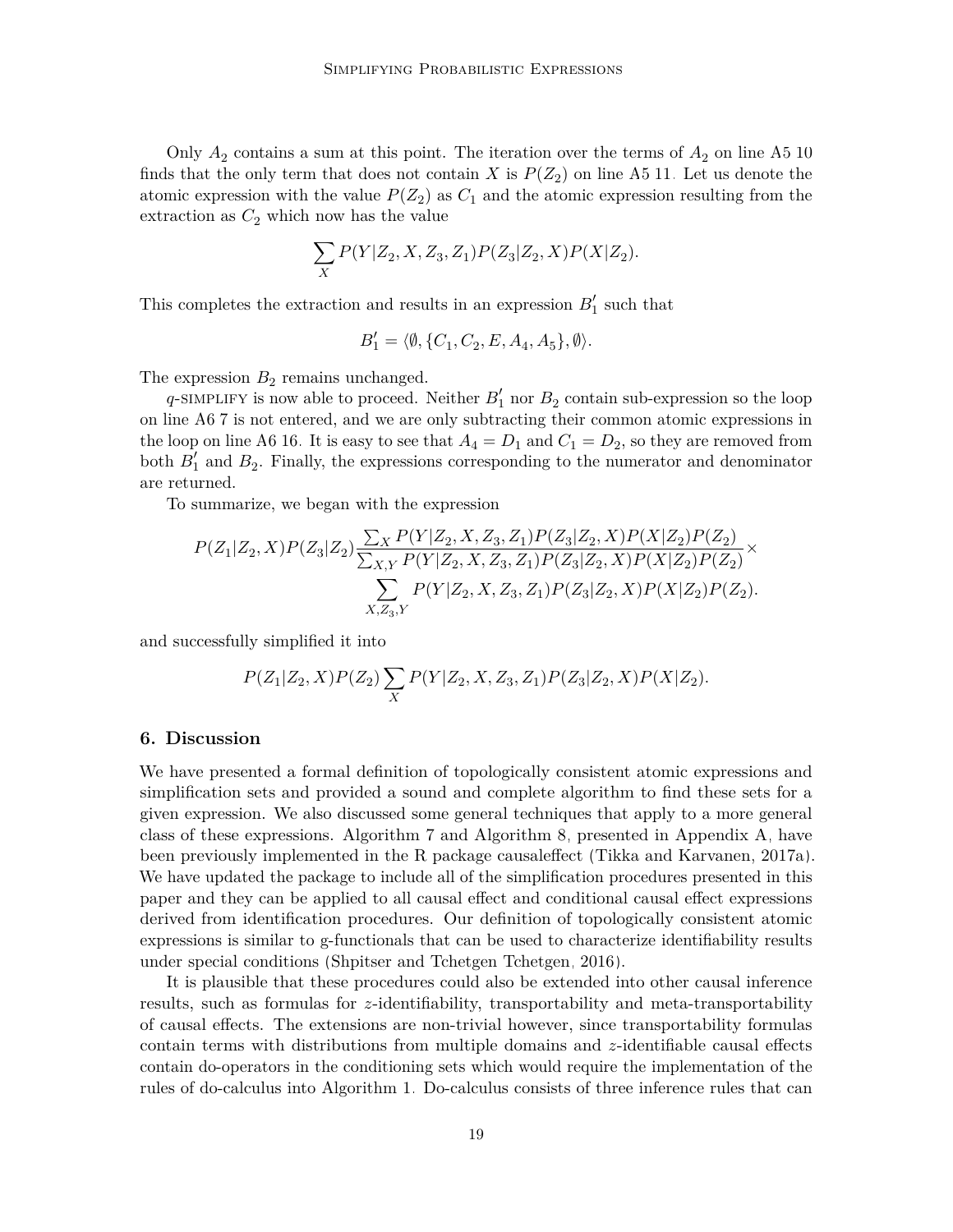Only $A_2$ contains a sum at this point. The iteration over the terms of $A_2$ on line A5 10 finds that the only term that does not contain $X$ is $P(Z_2)$ on line A5 11. Let us denote the atomic expression with the value $P(Z_2)$ as $C_1$ and the atomic expression resulting from the extraction as $C_2$ which now has the value

$$\sum_X P(Y|Z_2, X, Z_3, Z_1)P(Z_3|Z_2, X)P(X|Z_2).$$

This completes the extraction and results in an expression $B_1'$ such that

$$B_1' = \langle \emptyset, \{C_1, C_2, E, A_4, A_5\}, \emptyset \rangle.$$

The expression $B_2$ remains unchanged.

$q$-SIMPLIFY is now able to proceed. Neither $B_1'$ nor $B_2$ contain sub-expression so the loop on line A6 7 is not entered, and we are only subtracting their common atomic expressions in the loop on line A6 16. It is easy to see that $A_4 = D_1$ and $C_1 = D_2$, so they are removed from both $B_1'$ and $B_2$. Finally, the expressions corresponding to the numerator and denominator are returned.

To summarize, we began with the expression

$$P(Z_1|Z_2, X)P(Z_3|Z_2)\frac{\sum_X P(Y|Z_2, X, Z_3, Z_1)P(Z_3|Z_2, X)P(X|Z_2)P(Z_2)}{\sum_{X,Y} P(Y|Z_2, X, Z_3, Z_1)P(Z_3|Z_2, X)P(X|Z_2)P(Z_2)} \times \sum_{X,Z_3,Y} P(Y|Z_2, X, Z_3, Z_1)P(Z_3|Z_2, X)P(X|Z_2)P(Z_2).$$

and successfully simplified it into

$$P(Z_1|Z_2, X)P(Z_2)\sum_X P(Y|Z_2, X, Z_3, Z_1)P(Z_3|Z_2, X)P(X|Z_2).$$

## 6. Discussion

We have presented a formal definition of topologically consistent atomic expressions and simplification sets and provided a sound and complete algorithm to find these sets for a given expression. We also discussed some general techniques that apply to a more general class of these expressions. Algorithm 7 and Algorithm 8, presented in Appendix A, have been previously implemented in the R package causaleffect (Tikka and Karvanen, 2017a). We have updated the package to include all of the simplification procedures presented in this paper and they can be applied to all causal effect and conditional causal effect expressions derived from identification procedures. Our definition of topologically consistent atomic expressions is similar to g-functionals that can be used to characterize identifiability results under special conditions (Shpitser and Tchetgen Tchetgen, 2016).

It is plausible that these procedures could also be extended into other causal inference results, such as formulas for $z$-identifiability, transportability and meta-transportability of causal effects. The extensions are non-trivial however, since transportability formulas contain terms with distributions from multiple domains and $z$-identifiable causal effects contain do-operators in the conditioning sets which would require the implementation of the rules of do-calculus into Algorithm 1. Do-calculus consists of three inference rules that can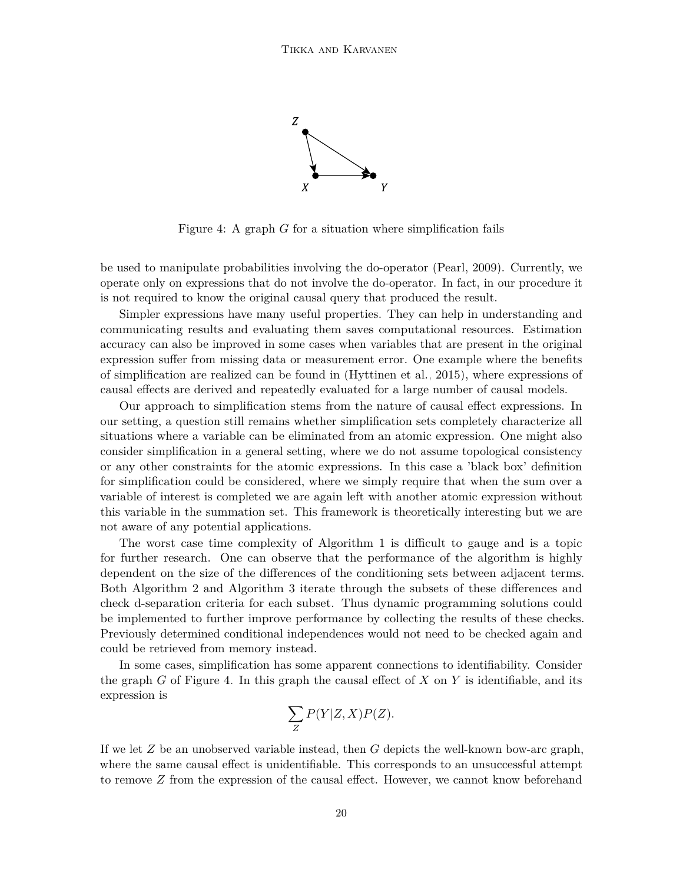Figure 4: A graph $G$ for a situation where simplification fails

be used to manipulate probabilities involving the do-operator (Pearl, 2009). Currently, we operate only on expressions that do not involve the do-operator. In fact, in our procedure it is not required to know the original causal query that produced the result.

Simpler expressions have many useful properties. They can help in understanding and communicating results and evaluating them saves computational resources. Estimation accuracy can also be improved in some cases when variables that are present in the original expression suffer from missing data or measurement error. One example where the benefits of simplification are realized can be found in (Hyttinen et al., 2015), where expressions of causal effects are derived and repeatedly evaluated for a large number of causal models.

Our approach to simplification stems from the nature of causal effect expressions. In our setting, a question still remains whether simplification sets completely characterize all situations where a variable can be eliminated from an atomic expression. One might also consider simplification in a general setting, where we do not assume topological consistency or any other constraints for the atomic expressions. In this case a 'black box' definition for simplification could be considered, where we simply require that when the sum over a variable of interest is completed we are again left with another atomic expression without this variable in the summation set. This framework is theoretically interesting but we are not aware of any potential applications.

The worst case time complexity of Algorithm 1 is difficult to gauge and is a topic for further research. One can observe that the performance of the algorithm is highly dependent on the size of the differences of the conditioning sets between adjacent terms. Both Algorithm 2 and Algorithm 3 iterate through the subsets of these differences and check d-separation criteria for each subset. Thus dynamic programming solutions could be implemented to further improve performance by collecting the results of these checks. Previously determined conditional independences would not need to be checked again and could be retrieved from memory instead.

In some cases, simplification has some apparent connections to identifiability. Consider the graph $G$ of Figure 4. In this graph the causal effect of $X$ on $Y$ is identifiable, and its expression is

$$\sum_{Z} P(Y|Z,X)P(Z).$$

If we let $Z$ be an unobserved variable instead, then $G$ depicts the well-known bow-arc graph, where the same causal effect is unidentifiable. This corresponds to an unsuccessful attempt to remove $Z$ from the expression of the causal effect. However, we cannot know beforehand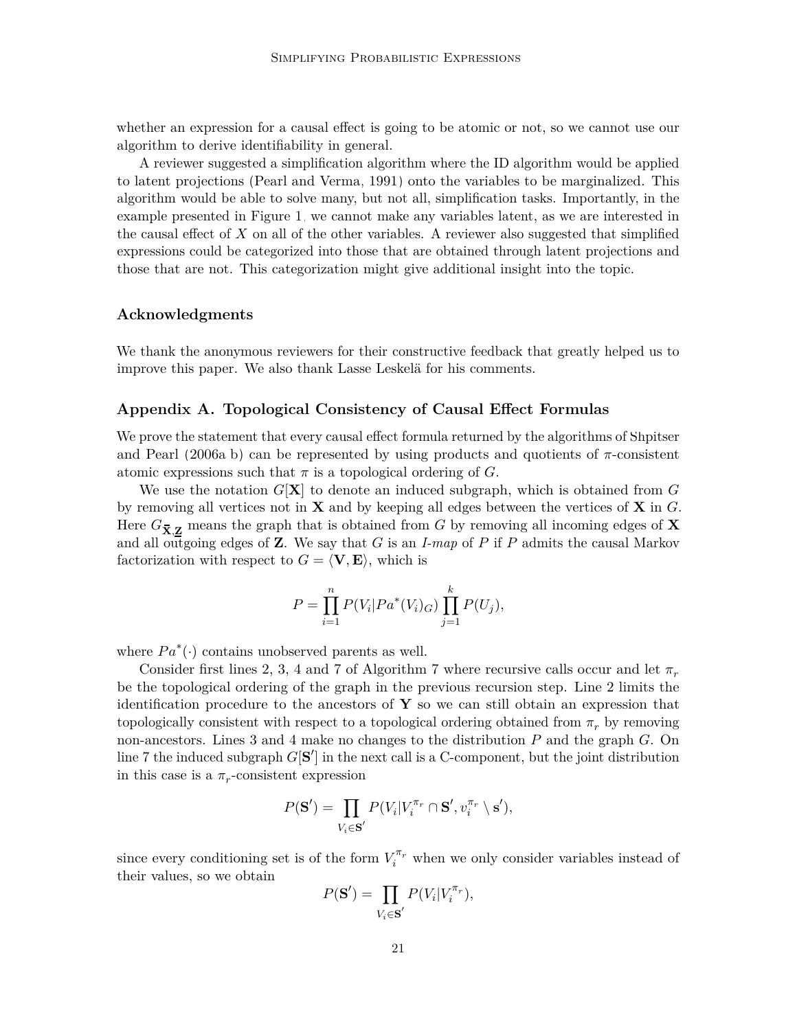whether an expression for a causal effect is going to be atomic or not, so we cannot use our algorithm to derive identifiability in general.

A reviewer suggested a simplification algorithm where the ID algorithm would be applied to latent projections (Pearl and Verma, 1991) onto the variables to be marginalized. This algorithm would be able to solve many, but not all, simplification tasks. Importantly, in the example presented in Figure 1, we cannot make any variables latent, as we are interested in the causal effect of $X$ on all of the other variables. A reviewer also suggested that simplified expressions could be categorized into those that are obtained through latent projections and those that are not. This categorization might give additional insight into the topic.

### Acknowledgments

We thank the anonymous reviewers for their constructive feedback that greatly helped us to improve this paper. We also thank Lasse Leskelä for his comments.

### Appendix A. Topological Consistency of Causal Effect Formulas

We prove the statement that every causal effect formula returned by the algorithms of Shpitser and Pearl (2006a b) can be represented by using products and quotients of $\pi$-consistent atomic expressions such that $\pi$ is a topological ordering of $G$.

We use the notation $G[\mathbf{X}]$ to denote an induced subgraph, which is obtained from $G$ by removing all vertices not in $\mathbf{X}$ and by keeping all edges between the vertices of $\mathbf{X}$ in $G$. Here $G_{\overline{\mathbf{X}},\underline{\mathbf{Z}}}$ means the graph that is obtained from $G$ by removing all incoming edges of $\mathbf{X}$ and all outgoing edges of $\mathbf{Z}$. We say that $G$ is an *I-map* of $P$ if $P$ admits the causal Markov factorization with respect to $G = \langle \mathbf{V}, \mathbf{E} \rangle$, which is

$$P = \prod_{i=1}^{n} P(V_i | Pa^*(V_i)_G) \prod_{j=1}^{k} P(U_j),$$

where $Pa^*(\cdot)$ contains unobserved parents as well.

Consider first lines 2, 3, 4 and 7 of Algorithm 7 where recursive calls occur and let $\pi_r$ be the topological ordering of the graph in the previous recursion step. Line 2 limits the identification procedure to the ancestors of $\mathbf{Y}$ so we can still obtain an expression that topologically consistent with respect to a topological ordering obtained from $\pi_r$ by removing non-ancestors. Lines 3 and 4 make no changes to the distribution $P$ and the graph $G$. On line 7 the induced subgraph $G[\mathbf{S}']$ in the next call is a C-component, but the joint distribution in this case is a $\pi_r$-consistent expression

$$P(\mathbf{S}') = \prod_{V_i \in \mathbf{S}'} P(V_i | V_i^{\pi_r} \cap \mathbf{S}', v_i^{\pi_r} \setminus \mathbf{s}'),$$

since every conditioning set is of the form $V_i^{\pi_r}$ when we only consider variables instead of their values, so we obtain

$$P(\mathbf{S}') = \prod_{V_i \in \mathbf{S}'} P(V_i | V_i^{\pi_r}),$$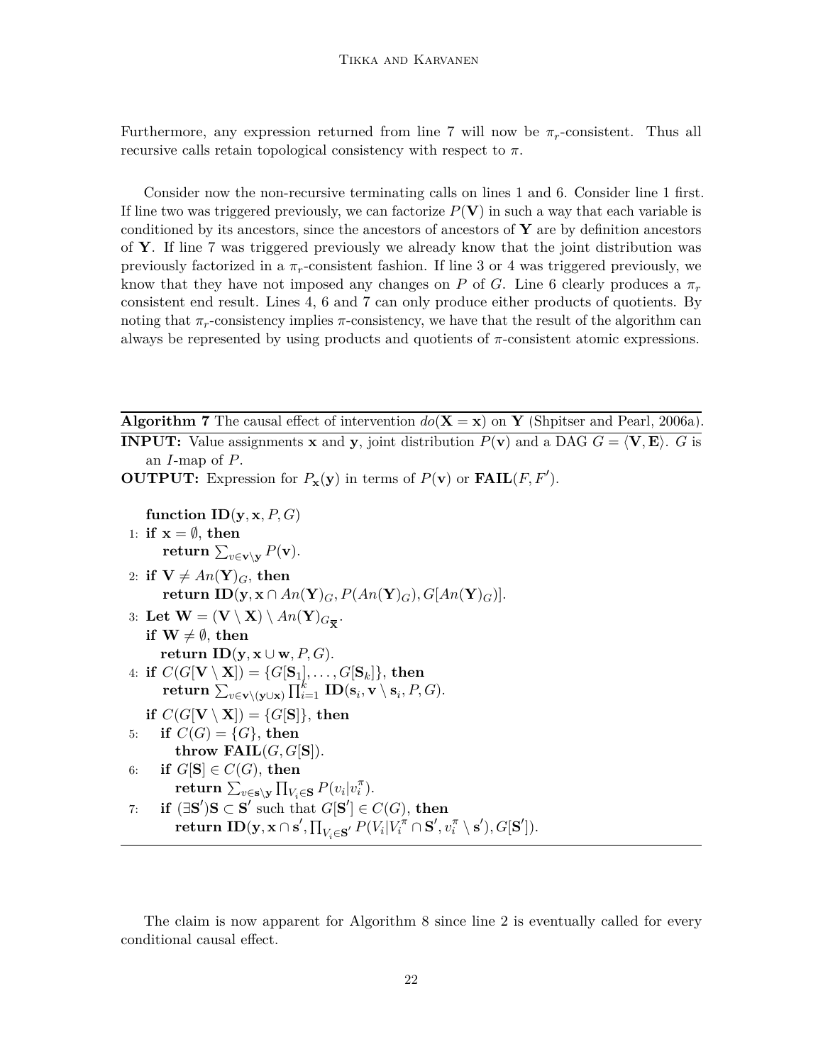Furthermore, any expression returned from line 7 will now be $\pi_r$-consistent. Thus all recursive calls retain topological consistency with respect to $\pi$.

Consider now the non-recursive terminating calls on lines 1 and 6. Consider line 1 first. If line two was triggered previously, we can factorize $P(\mathbf{V})$ in such a way that each variable is conditioned by its ancestors, since the ancestors of ancestors of $\mathbf{Y}$ are by definition ancestors of $\mathbf{Y}$. If line 7 was triggered previously we already know that the joint distribution was previously factorized in a $\pi_r$-consistent fashion. If line 3 or 4 was triggered previously, we know that they have not imposed any changes on $P$ of $G$. Line 6 clearly produces a $\pi_r$ consistent end result. Lines 4, 6 and 7 can only produce either products of quotients. By noting that $\pi_r$-consistency implies $\pi$-consistency, we have that the result of the algorithm can always be represented by using products and quotients of $\pi$-consistent atomic expressions.

---

**Algorithm 7** The causal effect of intervention $do(\mathbf{X} = \mathbf{x})$ on $\mathbf{Y}$ (Shpitser and Pearl, 2006a).

**INPUT:** Value assignments $\mathbf{x}$ and $\mathbf{y}$, joint distribution $P(\mathbf{v})$ and a DAG $G = \langle \mathbf{V}, \mathbf{E} \rangle$. $G$ is an $I$-map of $P$.

**OUTPUT:** Expression for $P_{\mathbf{x}}(\mathbf{y})$ in terms of $P(\mathbf{v})$ or $\mathbf{FAIL}(F, F')$.

**function** $\mathbf{ID}(\mathbf{y}, \mathbf{x}, P, G)$

1: **if** $\mathbf{x} = \emptyset$, **then**
  **return** $\sum_{v \in \mathbf{v} \setminus \mathbf{y}} P(\mathbf{v})$.

2: **if** $\mathbf{V} \neq An(\mathbf{Y})_G$, **then**
  **return** $\mathbf{ID}(\mathbf{y}, \mathbf{x} \cap An(\mathbf{Y})_G, P(An(\mathbf{Y})_G), G[An(\mathbf{Y})_G])$.

3: **Let** $\mathbf{W} = (\mathbf{V} \setminus \mathbf{X}) \setminus An(\mathbf{Y})_{G_{\overline{\mathbf{X}}}}$.
  **if** $\mathbf{W} \neq \emptyset$, **then**
  **return** $\mathbf{ID}(\mathbf{y}, \mathbf{x} \cup \mathbf{w}, P, G)$.

4: **if** $C(G[\mathbf{V} \setminus \mathbf{X}]) = \{G[\mathbf{S}_1], \ldots, G[\mathbf{S}_k]\}$, **then**
  **return** $\sum_{v \in \mathbf{v} \setminus (\mathbf{y} \cup \mathbf{x})} \prod_{i=1}^{k} \mathbf{ID}(\mathbf{s}_i, \mathbf{v} \setminus \mathbf{s}_i, P, G)$.

  **if** $C(G[\mathbf{V} \setminus \mathbf{X}]) = \{G[\mathbf{S}]\}$, **then**

5:  **if** $C(G) = \{G\}$, **then**
   **throw** $\mathbf{FAIL}(G, G[\mathbf{S}])$.

6:  **if** $G[\mathbf{S}] \in C(G)$, **then**
   **return** $\sum_{v \in \mathbf{s} \setminus \mathbf{y}} \prod_{V_i \in \mathbf{S}} P(v_i | v_i^{\pi})$.

7:  **if** $(\exists \mathbf{S}')\mathbf{S} \subset \mathbf{S}'$ such that $G[\mathbf{S}'] \in C(G)$, **then**
   **return** $\mathbf{ID}(\mathbf{y}, \mathbf{x} \cap \mathbf{s}', \prod_{V_i \in \mathbf{S}'} P(V_i | V_i^{\pi} \cap \mathbf{S}', v_i^{\pi} \setminus \mathbf{s}'), G[\mathbf{S}'])$.

---

The claim is now apparent for Algorithm 8 since line 2 is eventually called for every conditional causal effect.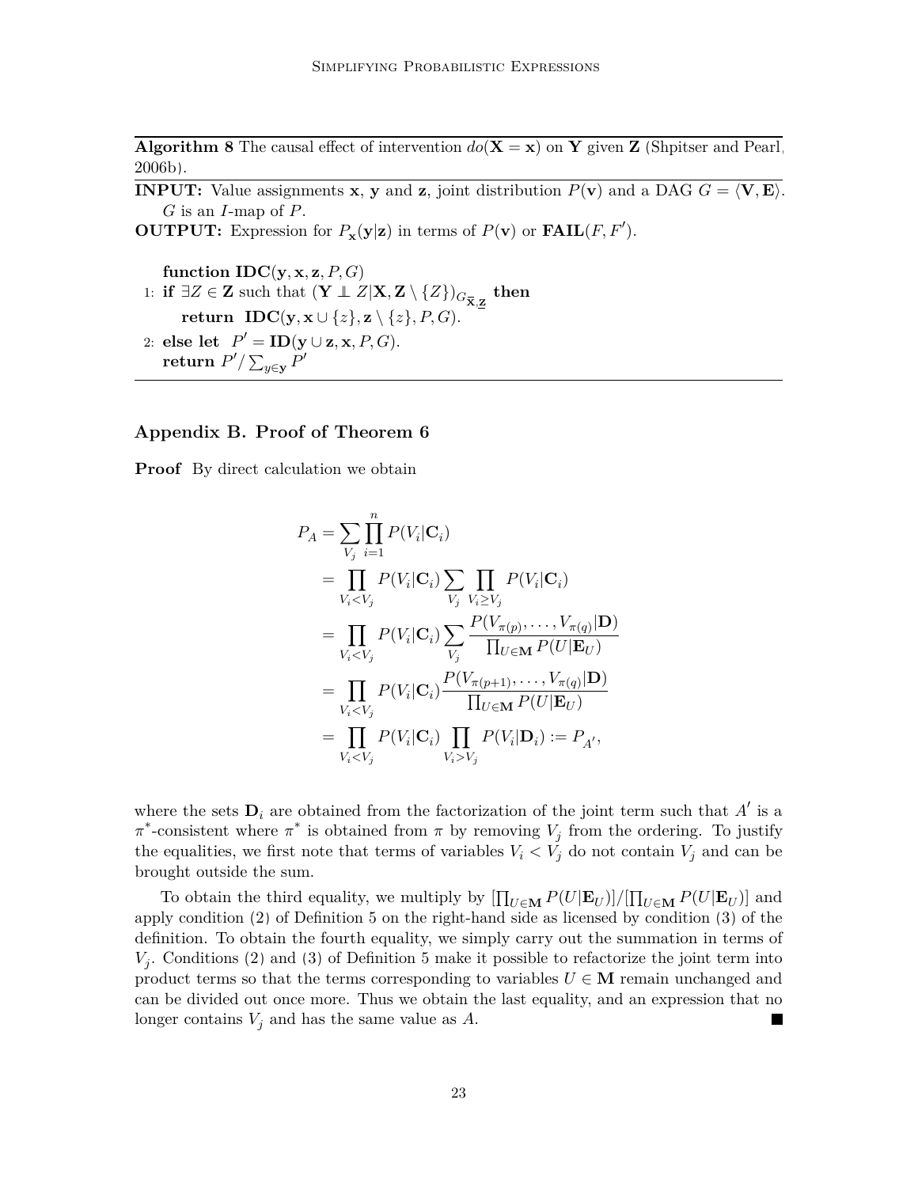**Algorithm 8** The causal effect of intervention $do(\mathbf{X} = \mathbf{x})$ on $\mathbf{Y}$ given $\mathbf{Z}$ (Shpitser and Pearl, 2006b).

**INPUT:** Value assignments $\mathbf{x}$, $\mathbf{y}$ and $\mathbf{z}$, joint distribution $P(\mathbf{v})$ and a DAG $G = \langle \mathbf{V}, \mathbf{E} \rangle$. $G$ is an $I$-map of $P$.

**OUTPUT:** Expression for $P_{\mathbf{x}}(\mathbf{y}|\mathbf{z})$ in terms of $P(\mathbf{v})$ or $\mathbf{FAIL}(F, F')$.

**function** $\mathbf{IDC}(\mathbf{y}, \mathbf{x}, \mathbf{z}, P, G)$

1: **if** $\exists Z \in \mathbf{Z}$ such that $(\mathbf{Y} \perp\!\!\!\perp Z | \mathbf{X}, \mathbf{Z} \setminus \{Z\})_{G_{\overline{\mathbf{X}}, \underline{\mathbf{Z}}}}$ **then**
   **return** $\mathbf{IDC}(\mathbf{y}, \mathbf{x} \cup \{z\}, \mathbf{z} \setminus \{z\}, P, G)$.

2: **else let** $P' = \mathbf{ID}(\mathbf{y} \cup \mathbf{z}, \mathbf{x}, P, G)$.
   **return** $P' / \sum_{y \in \mathbf{y}} P'$

## Appendix B. Proof of Theorem 6

**Proof** By direct calculation we obtain

$$
\begin{aligned}
P_A &= \sum_{V_j} \prod_{i=1}^{n} P(V_i|\mathbf{C}_i) \\
&= \prod_{V_i < V_j} P(V_i|\mathbf{C}_i) \sum_{V_j} \prod_{V_i \geq V_j} P(V_i|\mathbf{C}_i) \\
&= \prod_{V_i < V_j} P(V_i|\mathbf{C}_i) \sum_{V_j} \frac{P(V_{\pi(p)}, \ldots, V_{\pi(q)}|\mathbf{D})}{\prod_{U \in \mathbf{M}} P(U|\mathbf{E}_U)} \\
&= \prod_{V_i < V_j} P(V_i|\mathbf{C}_i) \frac{P(V_{\pi(p+1)}, \ldots, V_{\pi(q)}|\mathbf{D})}{\prod_{U \in \mathbf{M}} P(U|\mathbf{E}_U)} \\
&= \prod_{V_i < V_j} P(V_i|\mathbf{C}_i) \prod_{V_i > V_j} P(V_i|\mathbf{D}_i) := P_{A'},
\end{aligned}
$$

where the sets $\mathbf{D}_i$ are obtained from the factorization of the joint term such that $A'$ is a $\pi^*$-consistent where $\pi^*$ is obtained from $\pi$ by removing $V_j$ from the ordering. To justify the equalities, we first note that terms of variables $V_i < V_j$ do not contain $V_j$ and can be brought outside the sum.

To obtain the third equality, we multiply by $[\prod_{U \in \mathbf{M}} P(U|\mathbf{E}_U)]/[\prod_{U \in \mathbf{M}} P(U|\mathbf{E}_U)]$ and apply condition (2) of Definition 5 on the right-hand side as licensed by condition (3) of the definition. To obtain the fourth equality, we simply carry out the summation in terms of $V_j$. Conditions (2) and (3) of Definition 5 make it possible to refactorize the joint term into product terms so that the terms corresponding to variables $U \in \mathbf{M}$ remain unchanged and can be divided out once more. Thus we obtain the last equality, and an expression that no longer contains $V_j$ and has the same value as $A$. ■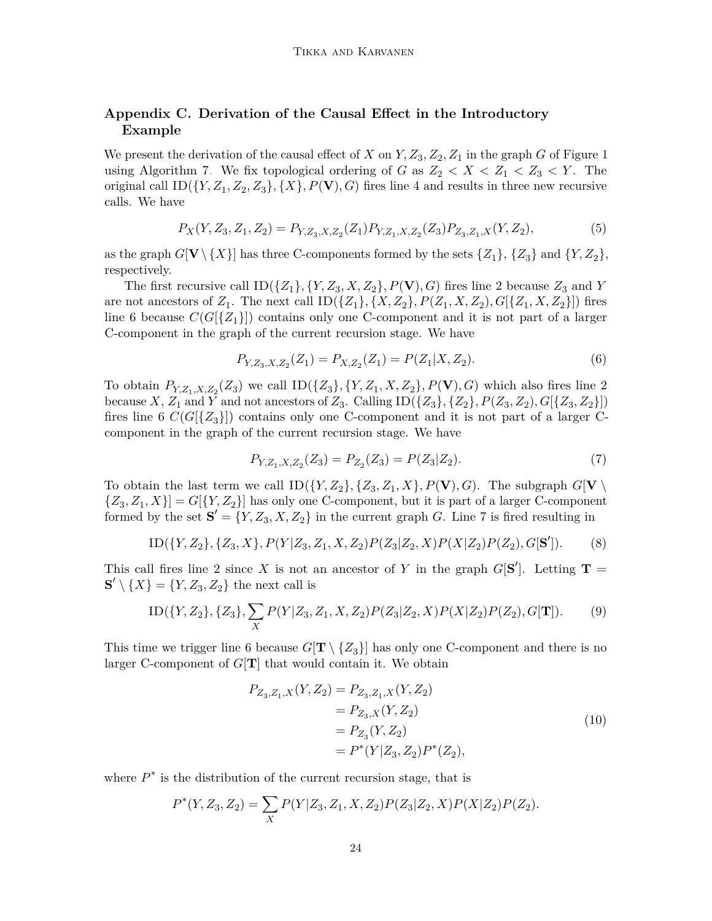## Appendix C. Derivation of the Causal Effect in the Introductory Example

We present the derivation of the causal effect of $X$ on $Y, Z_3, Z_2, Z_1$ in the graph $G$ of Figure 1 using Algorithm 7. We fix topological ordering of $G$ as $Z_2 < X < Z_1 < Z_3 < Y$. The original call $\text{ID}(\{Y, Z_1, Z_2, Z_3\}, \{X\}, P(\mathbf{V}), G)$ fires line 4 and results in three new recursive calls. We have

$$P_X(Y, Z_3, Z_1, Z_2) = P_{Y,Z_3,X,Z_2}(Z_1)P_{Y,Z_1,X,Z_2}(Z_3)P_{Z_3,Z_1,X}(Y, Z_2), \tag{5}$$

as the graph $G[\mathbf{V} \setminus \{X\}]$ has three C-components formed by the sets $\{Z_1\}$, $\{Z_3\}$ and $\{Y, Z_2\}$, respectively.

The first recursive call $\text{ID}(\{Z_1\}, \{Y, Z_3, X, Z_2\}, P(\mathbf{V}), G)$ fires line 2 because $Z_3$ and $Y$ are not ancestors of $Z_1$. The next call $\text{ID}(\{Z_1\}, \{X, Z_2\}, P(Z_1, X, Z_2), G[\{Z_1, X, Z_2\}])$ fires line 6 because $C(G[\{Z_1\}])$ contains only one C-component and it is not part of a larger C-component in the graph of the current recursion stage. We have

$$P_{Y,Z_3,X,Z_2}(Z_1) = P_{X,Z_2}(Z_1) = P(Z_1|X, Z_2). \tag{6}$$

To obtain $P_{Y,Z_1,X,Z_2}(Z_3)$ we call $\text{ID}(\{Z_3\}, \{Y, Z_1, X, Z_2\}, P(\mathbf{V}), G)$ which also fires line 2 because $X$, $Z_1$ and $Y$ and not ancestors of $Z_3$. Calling $\text{ID}(\{Z_3\}, \{Z_2\}, P(Z_3, Z_2), G[\{Z_3, Z_2\}])$ fires line 6 $C(G[\{Z_3\}])$ contains only one C-component and it is not part of a larger C-component in the graph of the current recursion stage. We have

$$P_{Y,Z_1,X,Z_2}(Z_3) = P_{Z_2}(Z_3) = P(Z_3|Z_2). \tag{7}$$

To obtain the last term we call $\text{ID}(\{Y, Z_2\}, \{Z_3, Z_1, X\}, P(\mathbf{V}), G)$. The subgraph $G[\mathbf{V} \setminus \{Z_3, Z_1, X\}] = G[\{Y, Z_2\}]$ has only one C-component, but it is part of a larger C-component formed by the set $\mathbf{S}' = \{Y, Z_3, X, Z_2\}$ in the current graph $G$. Line 7 is fired resulting in

$$\text{ID}(\{Y, Z_2\}, \{Z_3, X\}, P(Y|Z_3, Z_1, X, Z_2)P(Z_3|Z_2, X)P(X|Z_2)P(Z_2), G[\mathbf{S}']). \tag{8}$$

This call fires line 2 since $X$ is not an ancestor of $Y$ in the graph $G[\mathbf{S}']$. Letting $\mathbf{T} = \mathbf{S}' \setminus \{X\} = \{Y, Z_3, Z_2\}$ the next call is

$$\text{ID}(\{Y, Z_2\}, \{Z_3\}, \sum_X P(Y|Z_3, Z_1, X, Z_2)P(Z_3|Z_2, X)P(X|Z_2)P(Z_2), G[\mathbf{T}]). \tag{9}$$

This time we trigger line 6 because $G[\mathbf{T} \setminus \{Z_3\}]$ has only one C-component and there is no larger C-component of $G[\mathbf{T}]$ that would contain it. We obtain

$$\begin{aligned}
P_{Z_3,Z_1,X}(Y, Z_2) &= P_{Z_3,Z_1,X}(Y, Z_2) \\
&= P_{Z_3,X}(Y, Z_2) \\
&= P_{Z_3}(Y, Z_2) \\
&= P^*(Y|Z_3, Z_2)P^*(Z_2),
\end{aligned} \tag{10}$$

where $P^*$ is the distribution of the current recursion stage, that is

$$P^*(Y, Z_3, Z_2) = \sum_X P(Y|Z_3, Z_1, X, Z_2)P(Z_3|Z_2, X)P(X|Z_2)P(Z_2).$$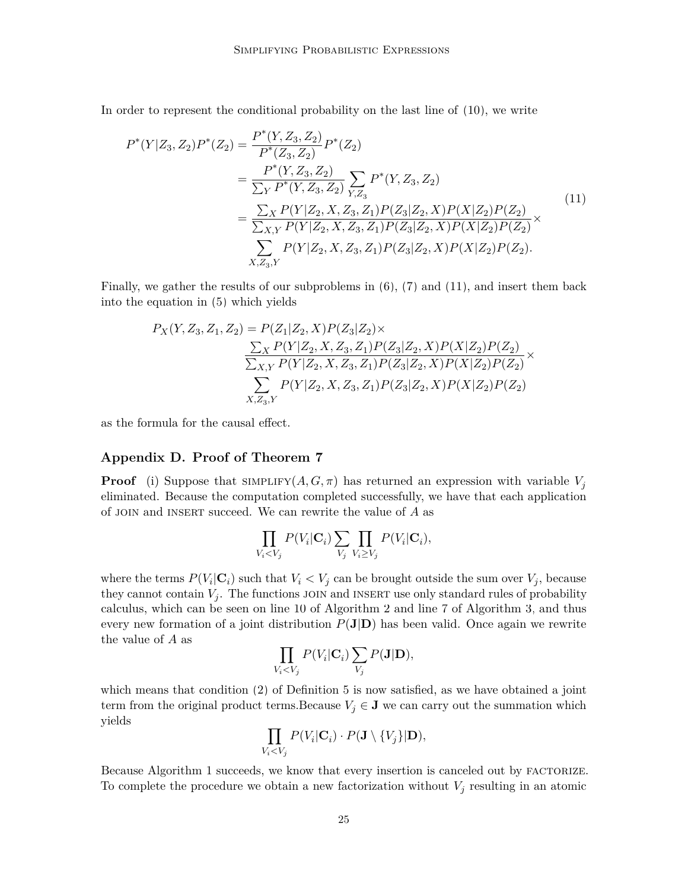In order to represent the conditional probability on the last line of (10), we write

$$
\begin{aligned}
P^*(Y|Z_3,Z_2)P^*(Z_2) &= \frac{P^*(Y,Z_3,Z_2)}{P^*(Z_3,Z_2)}P^*(Z_2) \\
&= \frac{P^*(Y,Z_3,Z_2)}{\sum_Y P^*(Y,Z_3,Z_2)} \sum_{Y,Z_3} P^*(Y,Z_3,Z_2) \\
&= \frac{\sum_X P(Y|Z_2,X,Z_3,Z_1)P(Z_3|Z_2,X)P(X|Z_2)P(Z_2)}{\sum_{X,Y} P(Y|Z_2,X,Z_3,Z_1)P(Z_3|Z_2,X)P(X|Z_2)P(Z_2)} \times \\
&\quad \sum_{X,Z_3,Y} P(Y|Z_2,X,Z_3,Z_1)P(Z_3|Z_2,X)P(X|Z_2)P(Z_2).
\end{aligned}
\tag{11}
$$

Finally, we gather the results of our subproblems in (6), (7) and (11), and insert them back into the equation in (5) which yields

$$
\begin{aligned}
P_X(Y,Z_3,Z_1,Z_2) = {} & P(Z_1|Z_2,X)P(Z_3|Z_2) \times \\
& \frac{\sum_X P(Y|Z_2,X,Z_3,Z_1)P(Z_3|Z_2,X)P(X|Z_2)P(Z_2)}{\sum_{X,Y} P(Y|Z_2,X,Z_3,Z_1)P(Z_3|Z_2,X)P(X|Z_2)P(Z_2)} \times \\
& \sum_{X,Z_3,Y} P(Y|Z_2,X,Z_3,Z_1)P(Z_3|Z_2,X)P(X|Z_2)P(Z_2)
\end{aligned}
$$

as the formula for the causal effect.

## Appendix D. Proof of Theorem 7

**Proof** (i) Suppose that SIMPLIFY$(A, G, \pi)$ has returned an expression with variable $V_j$ eliminated. Because the computation completed successfully, we have that each application of JOIN and INSERT succeed. We can rewrite the value of $A$ as

$$
\prod_{V_i < V_j} P(V_i|\mathbf{C}_i) \sum_{V_j} \prod_{V_i \geq V_j} P(V_i|\mathbf{C}_i),
$$

where the terms $P(V_i|\mathbf{C}_i)$ such that $V_i < V_j$ can be brought outside the sum over $V_j$, because they cannot contain $V_j$. The functions JOIN and INSERT use only standard rules of probability calculus, which can be seen on line 10 of Algorithm 2 and line 7 of Algorithm 3, and thus every new formation of a joint distribution $P(\mathbf{J}|\mathbf{D})$ has been valid. Once again we rewrite the value of $A$ as

$$
\prod_{V_i < V_j} P(V_i|\mathbf{C}_i) \sum_{V_j} P(\mathbf{J}|\mathbf{D}),
$$

which means that condition (2) of Definition 5 is now satisfied, as we have obtained a joint term from the original product terms.Because $V_j \in \mathbf{J}$ we can carry out the summation which yields

$$
\prod_{V_i < V_j} P(V_i|\mathbf{C}_i) \cdot P(\mathbf{J} \setminus \{V_j\}|\mathbf{D}),
$$

Because Algorithm 1 succeeds, we know that every insertion is canceled out by FACTORIZE. To complete the procedure we obtain a new factorization without $V_j$ resulting in an atomic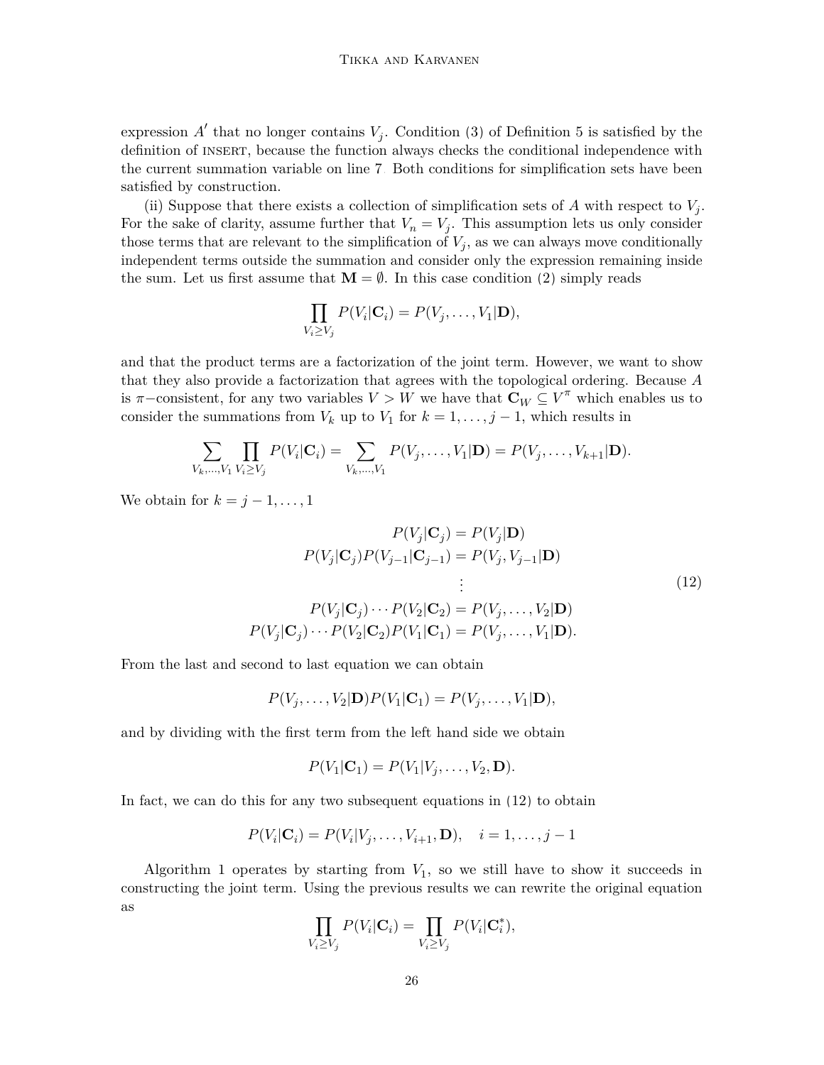expression $A'$ that no longer contains $V_j$. Condition (3) of Definition 5 is satisfied by the definition of INSERT, because the function always checks the conditional independence with the current summation variable on line 7. Both conditions for simplification sets have been satisfied by construction.

(ii) Suppose that there exists a collection of simplification sets of $A$ with respect to $V_j$. For the sake of clarity, assume further that $V_n = V_j$. This assumption lets us only consider those terms that are relevant to the simplification of $V_j$, as we can always move conditionally independent terms outside the summation and consider only the expression remaining inside the sum. Let us first assume that $\mathbf{M} = \emptyset$. In this case condition (2) simply reads

$$\prod_{V_i \geq V_j} P(V_i|\mathbf{C}_i) = P(V_j, \ldots, V_1|\mathbf{D}),$$

and that the product terms are a factorization of the joint term. However, we want to show that they also provide a factorization that agrees with the topological ordering. Because $A$ is $\pi-$consistent, for any two variables $V > W$ we have that $\mathbf{C}_W \subseteq V^\pi$ which enables us to consider the summations from $V_k$ up to $V_1$ for $k = 1, \ldots, j-1$, which results in

$$\sum_{V_k, \ldots, V_1} \prod_{V_i \geq V_j} P(V_i|\mathbf{C}_i) = \sum_{V_k, \ldots, V_1} P(V_j, \ldots, V_1|\mathbf{D}) = P(V_j, \ldots, V_{k+1}|\mathbf{D}).$$

We obtain for $k = j-1, \ldots, 1$

$$\begin{aligned}
P(V_j|\mathbf{C}_j) &= P(V_j|\mathbf{D}) \\
P(V_j|\mathbf{C}_j)P(V_{j-1}|\mathbf{C}_{j-1}) &= P(V_j, V_{j-1}|\mathbf{D}) \\
&\vdots \\
P(V_j|\mathbf{C}_j) \cdots P(V_2|\mathbf{C}_2) &= P(V_j, \ldots, V_2|\mathbf{D}) \\
P(V_j|\mathbf{C}_j) \cdots P(V_2|\mathbf{C}_2)P(V_1|\mathbf{C}_1) &= P(V_j, \ldots, V_1|\mathbf{D}).
\end{aligned} \tag{12}$$

From the last and second to last equation we can obtain

$$P(V_j, \ldots, V_2|\mathbf{D})P(V_1|\mathbf{C}_1) = P(V_j, \ldots, V_1|\mathbf{D}),$$

and by dividing with the first term from the left hand side we obtain

$$P(V_1|\mathbf{C}_1) = P(V_1|V_j, \ldots, V_2, \mathbf{D}).$$

In fact, we can do this for any two subsequent equations in (12) to obtain

$$P(V_i|\mathbf{C}_i) = P(V_i|V_j, \ldots, V_{i+1}, \mathbf{D}), \quad i = 1, \ldots, j-1$$

Algorithm 1 operates by starting from $V_1$, so we still have to show it succeeds in constructing the joint term. Using the previous results we can rewrite the original equation as

$$\prod_{V_i \geq V_j} P(V_i|\mathbf{C}_i) = \prod_{V_i \geq V_j} P(V_i|\mathbf{C}_i^*),$$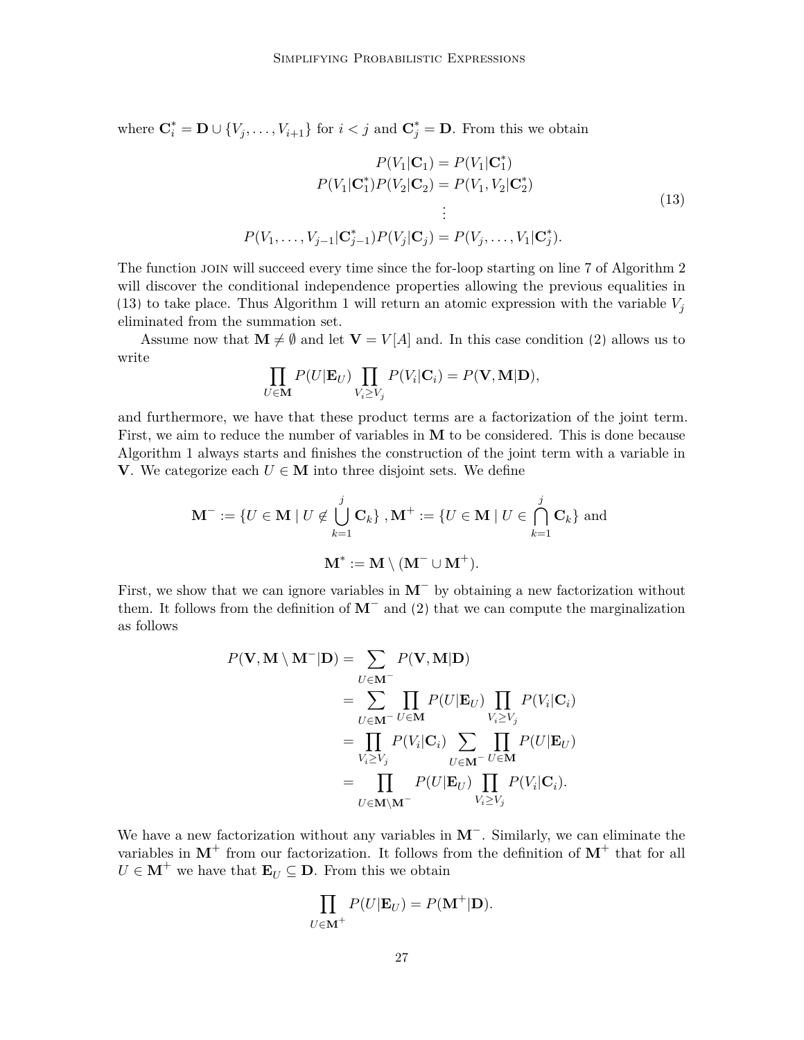where $\mathbf{C}_i^* = \mathbf{D} \cup \{V_j, \ldots, V_{i+1}\}$ for $i < j$ and $\mathbf{C}_j^* = \mathbf{D}$. From this we obtain

$$
\begin{aligned}
P(V_1|\mathbf{C}_1) &= P(V_1|\mathbf{C}_1^*) \\
P(V_1|\mathbf{C}_1^*)P(V_2|\mathbf{C}_2) &= P(V_1, V_2|\mathbf{C}_2^*) \\
&\vdots \\
P(V_1, \ldots, V_{j-1}|\mathbf{C}_{j-1}^*)P(V_j|\mathbf{C}_j) &= P(V_j, \ldots, V_1|\mathbf{C}_j^*).
\end{aligned} \tag{13}
$$

The function JOIN will succeed every time since the for-loop starting on line 7 of Algorithm 2 will discover the conditional independence properties allowing the previous equalities in (13) to take place. Thus Algorithm 1 will return an atomic expression with the variable $V_j$ eliminated from the summation set.

Assume now that $\mathbf{M} \neq \emptyset$ and let $\mathbf{V} = V[A]$ and. In this case condition (2) allows us to write

$$
\prod_{U \in \mathbf{M}} P(U|\mathbf{E}_U) \prod_{V_i \geq V_j} P(V_i|\mathbf{C}_i) = P(\mathbf{V}, \mathbf{M}|\mathbf{D}),
$$

and furthermore, we have that these product terms are a factorization of the joint term. First, we aim to reduce the number of variables in $\mathbf{M}$ to be considered. This is done because Algorithm 1 always starts and finishes the construction of the joint term with a variable in $\mathbf{V}$. We categorize each $U \in \mathbf{M}$ into three disjoint sets. We define

$$
\mathbf{M}^- := \{U \in \mathbf{M} \mid U \notin \bigcup_{k=1}^{j} \mathbf{C}_k\}, \mathbf{M}^+ := \{U \in \mathbf{M} \mid U \in \bigcap_{k=1}^{j} \mathbf{C}_k\} \text{ and}
$$

$$
\mathbf{M}^* := \mathbf{M} \setminus (\mathbf{M}^- \cup \mathbf{M}^+).
$$

First, we show that we can ignore variables in $\mathbf{M}^-$ by obtaining a new factorization without them. It follows from the definition of $\mathbf{M}^-$ and (2) that we can compute the marginalization as follows

$$
\begin{aligned}
P(\mathbf{V}, \mathbf{M} \setminus \mathbf{M}^-|\mathbf{D}) &= \sum_{U \in \mathbf{M}^-} P(\mathbf{V}, \mathbf{M}|\mathbf{D}) \\
&= \sum_{U \in \mathbf{M}^-} \prod_{U \in \mathbf{M}} P(U|\mathbf{E}_U) \prod_{V_i \geq V_j} P(V_i|\mathbf{C}_i) \\
&= \prod_{V_i \geq V_j} P(V_i|\mathbf{C}_i) \sum_{U \in \mathbf{M}^-} \prod_{U \in \mathbf{M}} P(U|\mathbf{E}_U) \\
&= \prod_{U \in \mathbf{M} \setminus \mathbf{M}^-} P(U|\mathbf{E}_U) \prod_{V_i \geq V_j} P(V_i|\mathbf{C}_i).
\end{aligned}
$$

We have a new factorization without any variables in $\mathbf{M}^-$. Similarly, we can eliminate the variables in $\mathbf{M}^+$ from our factorization. It follows from the definition of $\mathbf{M}^+$ that for all $U \in \mathbf{M}^+$ we have that $\mathbf{E}_U \subseteq \mathbf{D}$. From this we obtain

$$
\prod_{U \in \mathbf{M}^+} P(U|\mathbf{E}_U) = P(\mathbf{M}^+|\mathbf{D}).
$$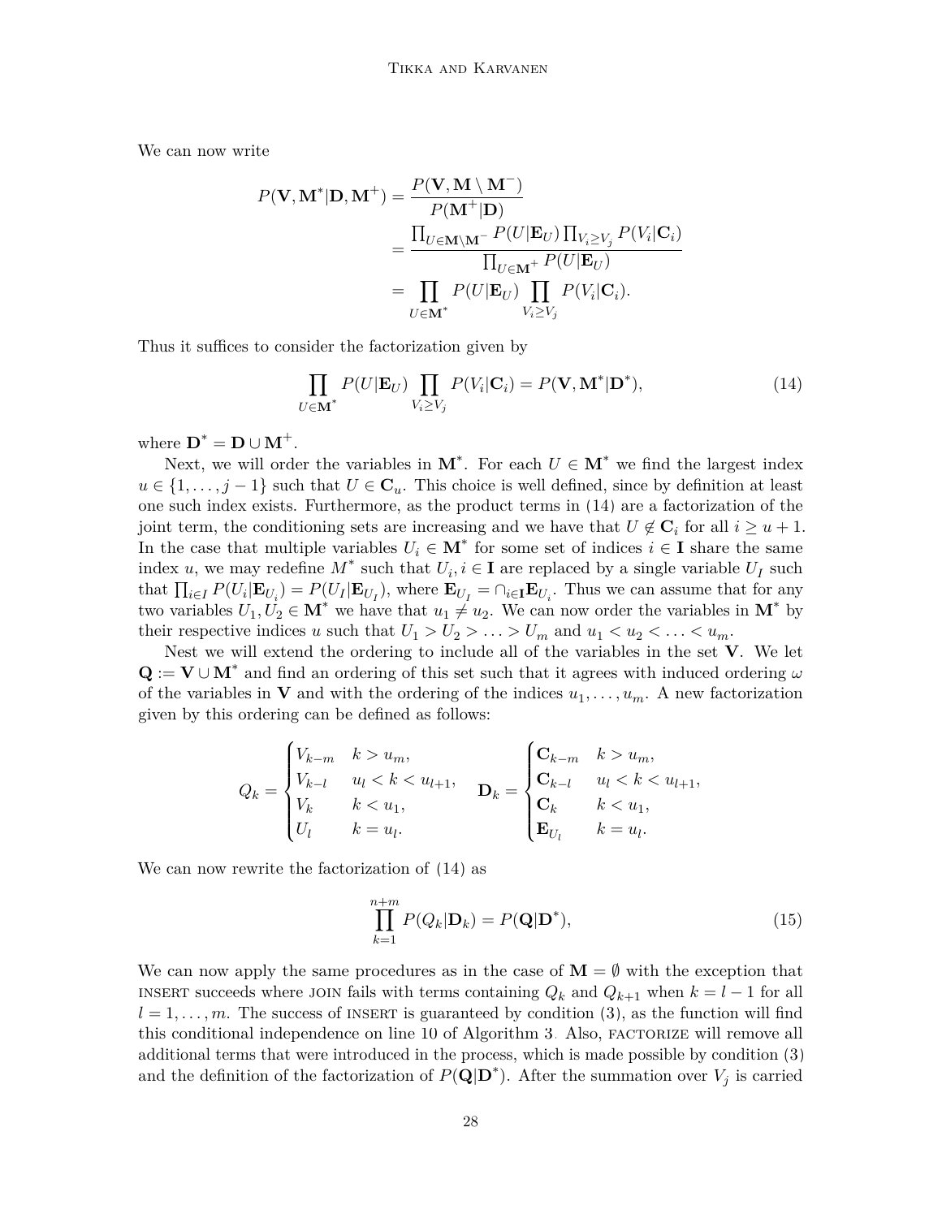We can now write

$$
\begin{aligned}
P(\mathbf{V}, \mathbf{M}^* | \mathbf{D}, \mathbf{M}^+) &= \frac{P(\mathbf{V}, \mathbf{M} \setminus \mathbf{M}^-)}{P(\mathbf{M}^+ | \mathbf{D})} \\
&= \frac{\prod_{U \in \mathbf{M} \setminus \mathbf{M}^-} P(U | \mathbf{E}_U) \prod_{V_i \geq V_j} P(V_i | \mathbf{C}_i)}{\prod_{U \in \mathbf{M}^+} P(U | \mathbf{E}_U)} \\
&= \prod_{U \in \mathbf{M}^*} P(U | \mathbf{E}_U) \prod_{V_i \geq V_j} P(V_i | \mathbf{C}_i).
\end{aligned}
$$

Thus it suffices to consider the factorization given by

$$
\prod_{U \in \mathbf{M}^*} P(U | \mathbf{E}_U) \prod_{V_i \geq V_j} P(V_i | \mathbf{C}_i) = P(\mathbf{V}, \mathbf{M}^* | \mathbf{D}^*), \tag{14}
$$

where $\mathbf{D}^* = \mathbf{D} \cup \mathbf{M}^+$.

Next, we will order the variables in $\mathbf{M}^*$. For each $U \in \mathbf{M}^*$ we find the largest index $u \in \{1, \ldots, j-1\}$ such that $U \in \mathbf{C}_u$. This choice is well defined, since by definition at least one such index exists. Furthermore, as the product terms in (14) are a factorization of the joint term, the conditioning sets are increasing and we have that $U \notin \mathbf{C}_i$ for all $i \geq u+1$. In the case that multiple variables $U_i \in \mathbf{M}^*$ for some set of indices $i \in \mathbf{I}$ share the same index $u$, we may redefine $M^*$ such that $U_i, i \in \mathbf{I}$ are replaced by a single variable $U_I$ such that $\prod_{i \in I} P(U_i | \mathbf{E}_{U_i}) = P(U_I | \mathbf{E}_{U_I})$, where $\mathbf{E}_{U_I} = \cap_{i \in \mathbf{I}} \mathbf{E}_{U_i}$. Thus we can assume that for any two variables $U_1, U_2 \in \mathbf{M}^*$ we have that $u_1 \neq u_2$. We can now order the variables in $\mathbf{M}^*$ by their respective indices $u$ such that $U_1 > U_2 > \ldots > U_m$ and $u_1 < u_2 < \ldots < u_m$.

Nest we will extend the ordering to include all of the variables in the set $\mathbf{V}$. We let $\mathbf{Q} := \mathbf{V} \cup \mathbf{M}^*$ and find an ordering of this set such that it agrees with induced ordering $\omega$ of the variables in $\mathbf{V}$ and with the ordering of the indices $u_1, \ldots, u_m$. A new factorization given by this ordering can be defined as follows:

$$
Q_k = \begin{cases} V_{k-m} & k > u_m, \\ V_{k-l} & u_l < k < u_{l+1}, \\ V_k & k < u_1, \\ U_l & k = u_l. \end{cases} \quad \mathbf{D}_k = \begin{cases} \mathbf{C}_{k-m} & k > u_m, \\ \mathbf{C}_{k-l} & u_l < k < u_{l+1}, \\ \mathbf{C}_k & k < u_1, \\ \mathbf{E}_{U_l} & k = u_l. \end{cases}
$$

We can now rewrite the factorization of (14) as

$$
\prod_{k=1}^{n+m} P(Q_k | \mathbf{D}_k) = P(\mathbf{Q} | \mathbf{D}^*), \tag{15}
$$

We can now apply the same procedures as in the case of $\mathbf{M} = \emptyset$ with the exception that INSERT succeeds where JOIN fails with terms containing $Q_k$ and $Q_{k+1}$ when $k = l-1$ for all $l = 1, \ldots, m$. The success of INSERT is guaranteed by condition (3), as the function will find this conditional independence on line 10 of Algorithm 3. Also, FACTORIZE will remove all additional terms that were introduced in the process, which is made possible by condition (3) and the definition of the factorization of $P(\mathbf{Q} | \mathbf{D}^*)$. After the summation over $V_j$ is carried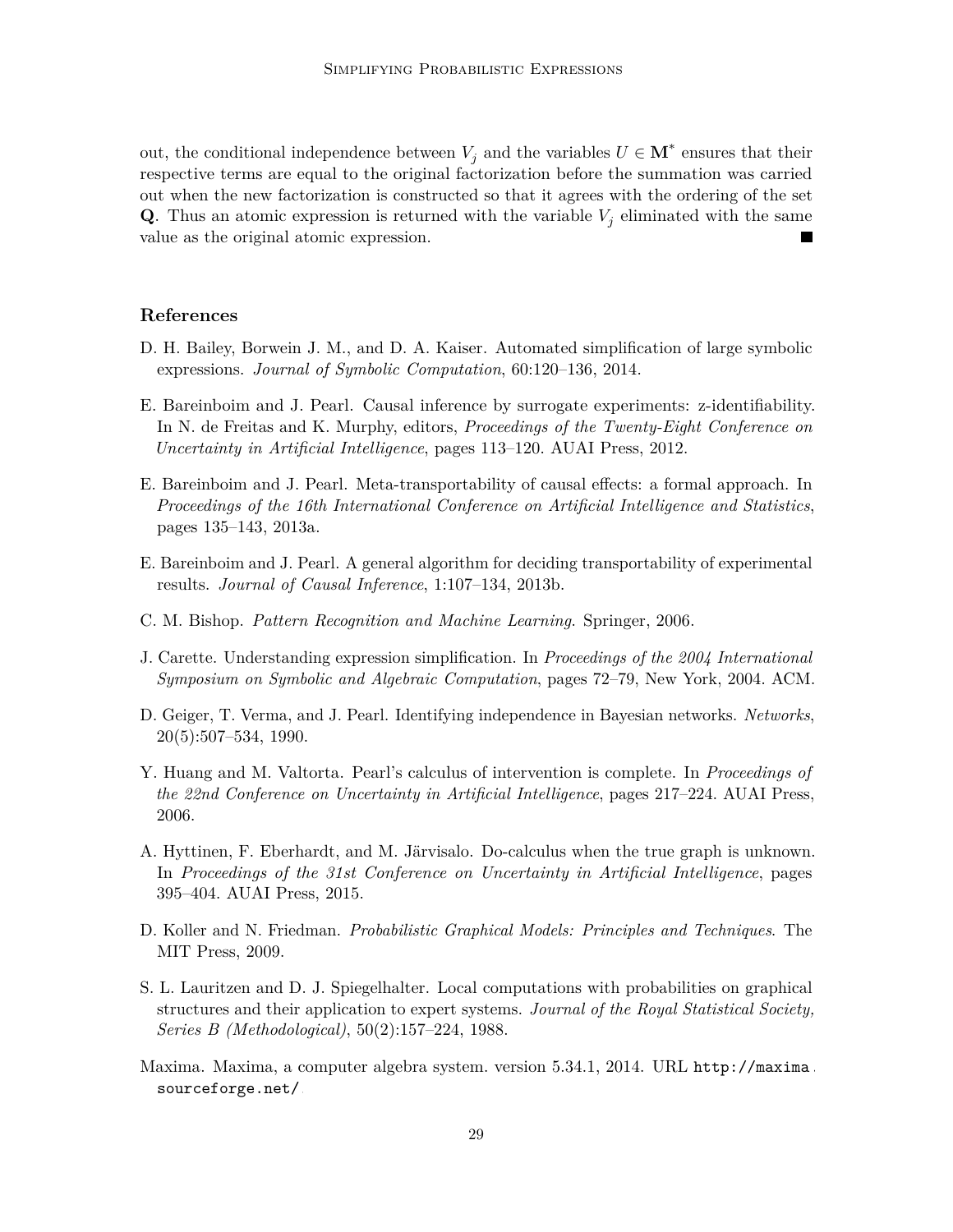out, the conditional independence between $V_j$ and the variables $U \in \mathbf{M}^*$ ensures that their respective terms are equal to the original factorization before the summation was carried out when the new factorization is constructed so that it agrees with the ordering of the set $\mathbf{Q}$. Thus an atomic expression is returned with the variable $V_j$ eliminated with the same value as the original atomic expression. ∎

## References

D. H. Bailey, Borwein J. M., and D. A. Kaiser. Automated simplification of large symbolic expressions. *Journal of Symbolic Computation*, 60:120–136, 2014.

E. Bareinboim and J. Pearl. Causal inference by surrogate experiments: z-identifiability. In N. de Freitas and K. Murphy, editors, *Proceedings of the Twenty-Eight Conference on Uncertainty in Artificial Intelligence*, pages 113–120. AUAI Press, 2012.

E. Bareinboim and J. Pearl. Meta-transportability of causal effects: a formal approach. In *Proceedings of the 16th International Conference on Artificial Intelligence and Statistics*, pages 135–143, 2013a.

E. Bareinboim and J. Pearl. A general algorithm for deciding transportability of experimental results. *Journal of Causal Inference*, 1:107–134, 2013b.

C. M. Bishop. *Pattern Recognition and Machine Learning*. Springer, 2006.

J. Carette. Understanding expression simplification. In *Proceedings of the 2004 International Symposium on Symbolic and Algebraic Computation*, pages 72–79, New York, 2004. ACM.

D. Geiger, T. Verma, and J. Pearl. Identifying independence in Bayesian networks. *Networks*, 20(5):507–534, 1990.

Y. Huang and M. Valtorta. Pearl's calculus of intervention is complete. In *Proceedings of the 22nd Conference on Uncertainty in Artificial Intelligence*, pages 217–224. AUAI Press, 2006.

A. Hyttinen, F. Eberhardt, and M. Järvisalo. Do-calculus when the true graph is unknown. In *Proceedings of the 31st Conference on Uncertainty in Artificial Intelligence*, pages 395–404. AUAI Press, 2015.

D. Koller and N. Friedman. *Probabilistic Graphical Models: Principles and Techniques*. The MIT Press, 2009.

S. L. Lauritzen and D. J. Spiegelhalter. Local computations with probabilities on graphical structures and their application to expert systems. *Journal of the Royal Statistical Society, Series B (Methodological)*, 50(2):157–224, 1988.

Maxima. Maxima, a computer algebra system. version 5.34.1, 2014. URL http://maxima.sourceforge.net/.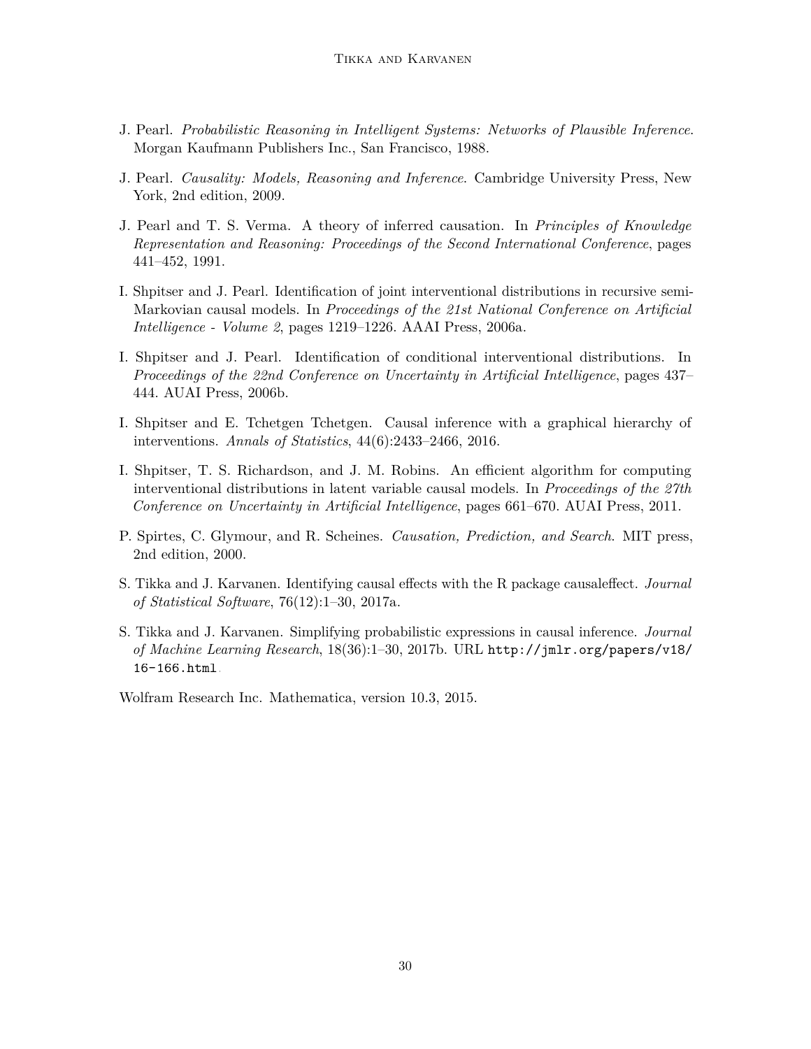J. Pearl. *Probabilistic Reasoning in Intelligent Systems: Networks of Plausible Inference*. Morgan Kaufmann Publishers Inc., San Francisco, 1988.

J. Pearl. *Causality: Models, Reasoning and Inference*. Cambridge University Press, New York, 2nd edition, 2009.

J. Pearl and T. S. Verma. A theory of inferred causation. In *Principles of Knowledge Representation and Reasoning: Proceedings of the Second International Conference*, pages 441–452, 1991.

I. Shpitser and J. Pearl. Identification of joint interventional distributions in recursive semi-Markovian causal models. In *Proceedings of the 21st National Conference on Artificial Intelligence - Volume 2*, pages 1219–1226. AAAI Press, 2006a.

I. Shpitser and J. Pearl. Identification of conditional interventional distributions. In *Proceedings of the 22nd Conference on Uncertainty in Artificial Intelligence*, pages 437–444. AUAI Press, 2006b.

I. Shpitser and E. Tchetgen Tchetgen. Causal inference with a graphical hierarchy of interventions. *Annals of Statistics*, 44(6):2433–2466, 2016.

I. Shpitser, T. S. Richardson, and J. M. Robins. An efficient algorithm for computing interventional distributions in latent variable causal models. In *Proceedings of the 27th Conference on Uncertainty in Artificial Intelligence*, pages 661–670. AUAI Press, 2011.

P. Spirtes, C. Glymour, and R. Scheines. *Causation, Prediction, and Search*. MIT press, 2nd edition, 2000.

S. Tikka and J. Karvanen. Identifying causal effects with the R package causaleffect. *Journal of Statistical Software*, 76(12):1–30, 2017a.

S. Tikka and J. Karvanen. Simplifying probabilistic expressions in causal inference. *Journal of Machine Learning Research*, 18(36):1–30, 2017b. URL `http://jmlr.org/papers/v18/16-166.html`.

Wolfram Research Inc. Mathematica, version 10.3, 2015.